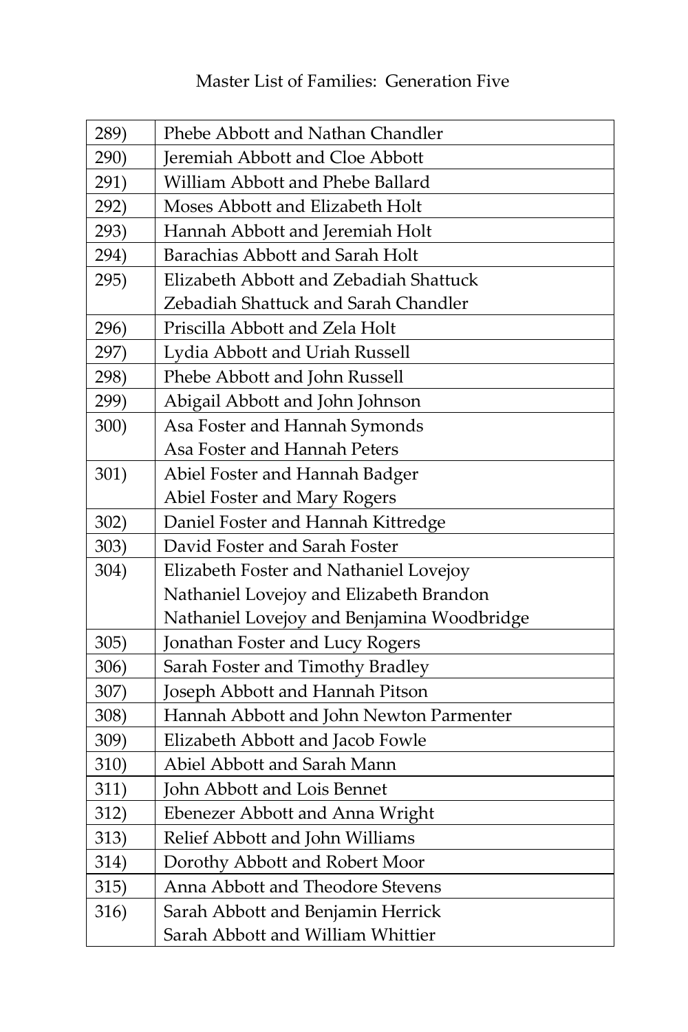# Master List of Families: Generation Five

| | |
|---|---|
| 289) | Phebe Abbott and Nathan Chandler |
| 290) | Jeremiah Abbott and Cloe Abbott |
| 291) | William Abbott and Phebe Ballard |
| 292) | Moses Abbott and Elizabeth Holt |
| 293) | Hannah Abbott and Jeremiah Holt |
| 294) | Barachias Abbott and Sarah Holt |
| 295) | Elizabeth Abbott and Zebadiah Shattuck<br>Zebadiah Shattuck and Sarah Chandler |
| 296) | Priscilla Abbott and Zela Holt |
| 297) | Lydia Abbott and Uriah Russell |
| 298) | Phebe Abbott and John Russell |
| 299) | Abigail Abbott and John Johnson |
| 300) | Asa Foster and Hannah Symonds<br>Asa Foster and Hannah Peters |
| 301) | Abiel Foster and Hannah Badger<br>Abiel Foster and Mary Rogers |
| 302) | Daniel Foster and Hannah Kittredge |
| 303) | David Foster and Sarah Foster |
| 304) | Elizabeth Foster and Nathaniel Lovejoy<br>Nathaniel Lovejoy and Elizabeth Brandon<br>Nathaniel Lovejoy and Benjamina Woodbridge |
| 305) | Jonathan Foster and Lucy Rogers |
| 306) | Sarah Foster and Timothy Bradley |
| 307) | Joseph Abbott and Hannah Pitson |
| 308) | Hannah Abbott and John Newton Parmenter |
| 309) | Elizabeth Abbott and Jacob Fowle |
| 310) | Abiel Abbott and Sarah Mann |
| 311) | John Abbott and Lois Bennet |
| 312) | Ebenezer Abbott and Anna Wright |
| 313) | Relief Abbott and John Williams |
| 314) | Dorothy Abbott and Robert Moor |
| 315) | Anna Abbott and Theodore Stevens |
| 316) | Sarah Abbott and Benjamin Herrick<br>Sarah Abbott and William Whittier |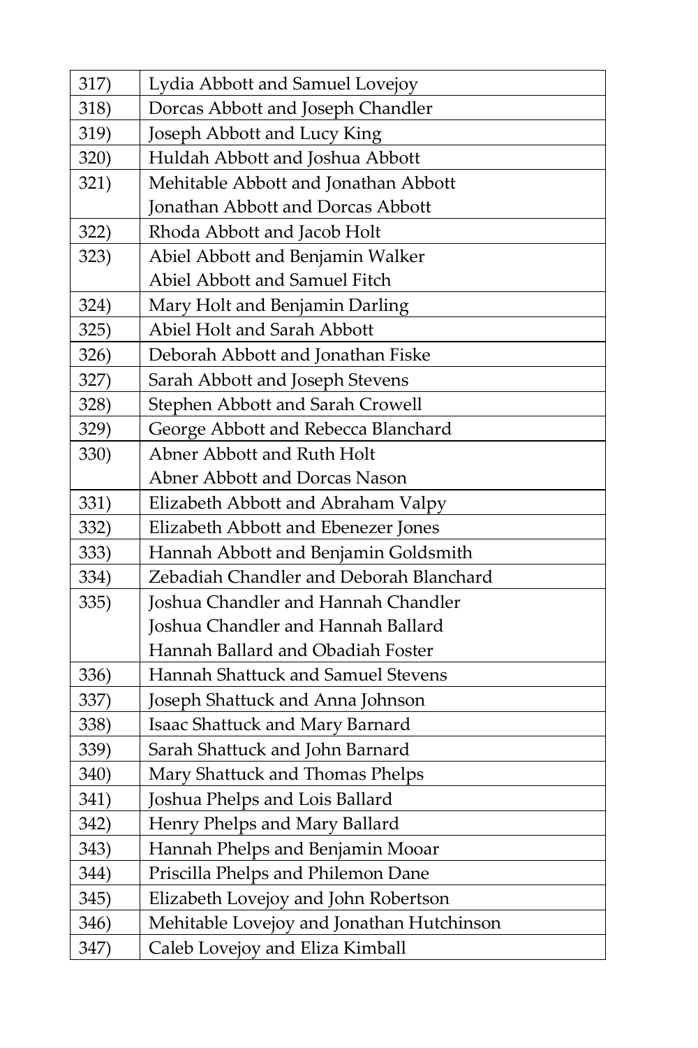| | |
|---|---|
| 317) | Lydia Abbott and Samuel Lovejoy |
| 318) | Dorcas Abbott and Joseph Chandler |
| 319) | Joseph Abbott and Lucy King |
| 320) | Huldah Abbott and Joshua Abbott |
| 321) | Mehitable Abbott and Jonathan Abbott<br>Jonathan Abbott and Dorcas Abbott |
| 322) | Rhoda Abbott and Jacob Holt |
| 323) | Abiel Abbott and Benjamin Walker<br>Abiel Abbott and Samuel Fitch |
| 324) | Mary Holt and Benjamin Darling |
| 325) | Abiel Holt and Sarah Abbott |
| 326) | Deborah Abbott and Jonathan Fiske |
| 327) | Sarah Abbott and Joseph Stevens |
| 328) | Stephen Abbott and Sarah Crowell |
| 329) | George Abbott and Rebecca Blanchard |
| 330) | Abner Abbott and Ruth Holt<br>Abner Abbott and Dorcas Nason |
| 331) | Elizabeth Abbott and Abraham Valpy |
| 332) | Elizabeth Abbott and Ebenezer Jones |
| 333) | Hannah Abbott and Benjamin Goldsmith |
| 334) | Zebadiah Chandler and Deborah Blanchard |
| 335) | Joshua Chandler and Hannah Chandler<br>Joshua Chandler and Hannah Ballard<br>Hannah Ballard and Obadiah Foster |
| 336) | Hannah Shattuck and Samuel Stevens |
| 337) | Joseph Shattuck and Anna Johnson |
| 338) | Isaac Shattuck and Mary Barnard |
| 339) | Sarah Shattuck and John Barnard |
| 340) | Mary Shattuck and Thomas Phelps |
| 341) | Joshua Phelps and Lois Ballard |
| 342) | Henry Phelps and Mary Ballard |
| 343) | Hannah Phelps and Benjamin Mooar |
| 344) | Priscilla Phelps and Philemon Dane |
| 345) | Elizabeth Lovejoy and John Robertson |
| 346) | Mehitable Lovejoy and Jonathan Hutchinson |
| 347) | Caleb Lovejoy and Eliza Kimball |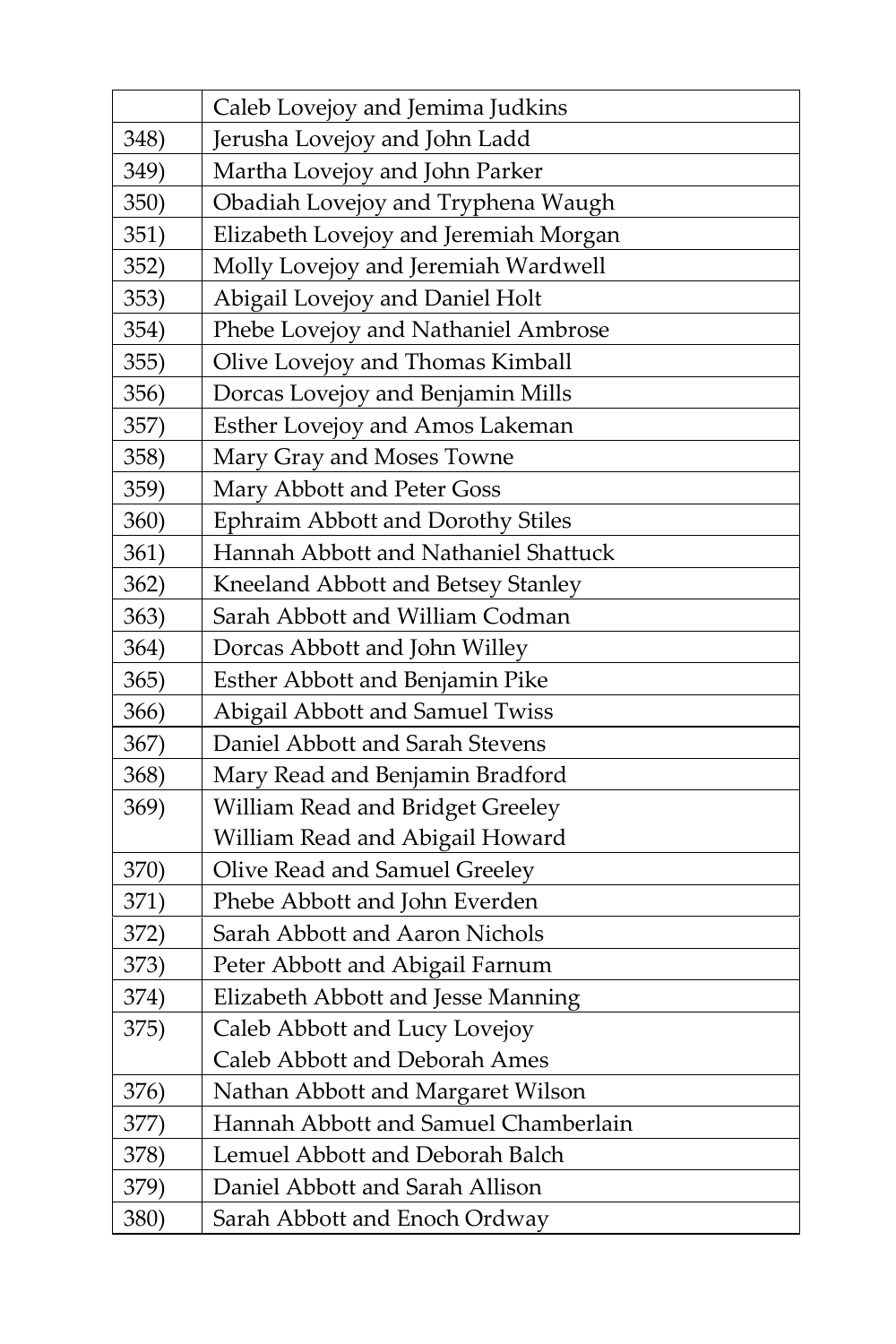| | |
|---|---|
| | Caleb Lovejoy and Jemima Judkins |
| 348) | Jerusha Lovejoy and John Ladd |
| 349) | Martha Lovejoy and John Parker |
| 350) | Obadiah Lovejoy and Tryphena Waugh |
| 351) | Elizabeth Lovejoy and Jeremiah Morgan |
| 352) | Molly Lovejoy and Jeremiah Wardwell |
| 353) | Abigail Lovejoy and Daniel Holt |
| 354) | Phebe Lovejoy and Nathaniel Ambrose |
| 355) | Olive Lovejoy and Thomas Kimball |
| 356) | Dorcas Lovejoy and Benjamin Mills |
| 357) | Esther Lovejoy and Amos Lakeman |
| 358) | Mary Gray and Moses Towne |
| 359) | Mary Abbott and Peter Goss |
| 360) | Ephraim Abbott and Dorothy Stiles |
| 361) | Hannah Abbott and Nathaniel Shattuck |
| 362) | Kneeland Abbott and Betsey Stanley |
| 363) | Sarah Abbott and William Codman |
| 364) | Dorcas Abbott and John Willey |
| 365) | Esther Abbott and Benjamin Pike |
| 366) | Abigail Abbott and Samuel Twiss |
| 367) | Daniel Abbott and Sarah Stevens |
| 368) | Mary Read and Benjamin Bradford |
| 369) | William Read and Bridget Greeley<br>William Read and Abigail Howard |
| 370) | Olive Read and Samuel Greeley |
| 371) | Phebe Abbott and John Everden |
| 372) | Sarah Abbott and Aaron Nichols |
| 373) | Peter Abbott and Abigail Farnum |
| 374) | Elizabeth Abbott and Jesse Manning |
| 375) | Caleb Abbott and Lucy Lovejoy<br>Caleb Abbott and Deborah Ames |
| 376) | Nathan Abbott and Margaret Wilson |
| 377) | Hannah Abbott and Samuel Chamberlain |
| 378) | Lemuel Abbott and Deborah Balch |
| 379) | Daniel Abbott and Sarah Allison |
| 380) | Sarah Abbott and Enoch Ordway |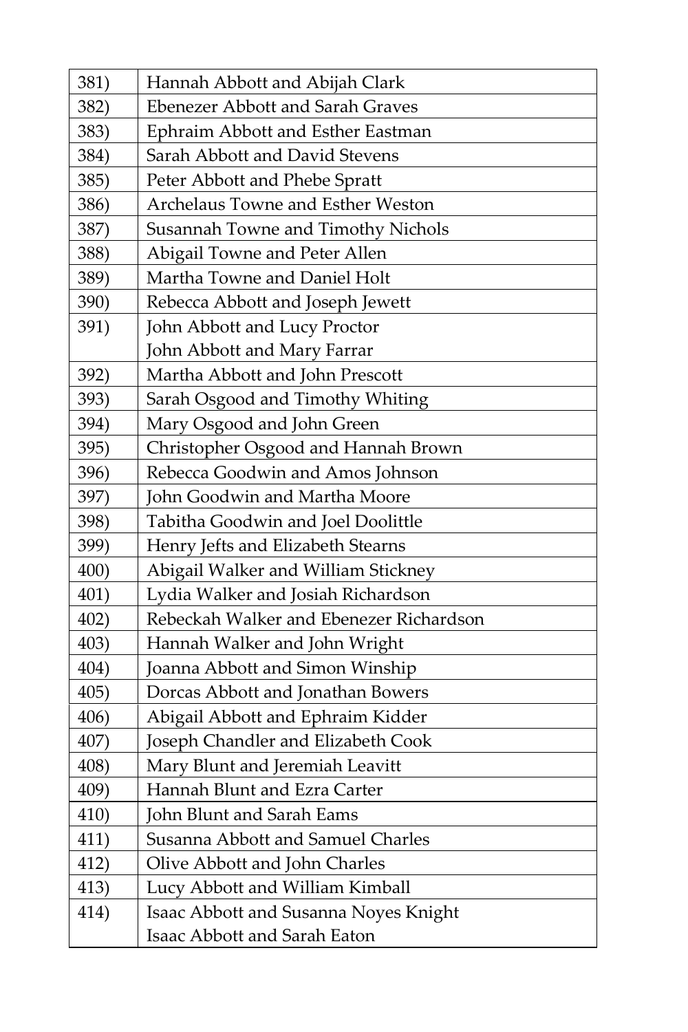| | |
|---|---|
| 381) | Hannah Abbott and Abijah Clark |
| 382) | Ebenezer Abbott and Sarah Graves |
| 383) | Ephraim Abbott and Esther Eastman |
| 384) | Sarah Abbott and David Stevens |
| 385) | Peter Abbott and Phebe Spratt |
| 386) | Archelaus Towne and Esther Weston |
| 387) | Susannah Towne and Timothy Nichols |
| 388) | Abigail Towne and Peter Allen |
| 389) | Martha Towne and Daniel Holt |
| 390) | Rebecca Abbott and Joseph Jewett |
| 391) | John Abbott and Lucy Proctor<br>John Abbott and Mary Farrar |
| 392) | Martha Abbott and John Prescott |
| 393) | Sarah Osgood and Timothy Whiting |
| 394) | Mary Osgood and John Green |
| 395) | Christopher Osgood and Hannah Brown |
| 396) | Rebecca Goodwin and Amos Johnson |
| 397) | John Goodwin and Martha Moore |
| 398) | Tabitha Goodwin and Joel Doolittle |
| 399) | Henry Jefts and Elizabeth Stearns |
| 400) | Abigail Walker and William Stickney |
| 401) | Lydia Walker and Josiah Richardson |
| 402) | Rebeckah Walker and Ebenezer Richardson |
| 403) | Hannah Walker and John Wright |
| 404) | Joanna Abbott and Simon Winship |
| 405) | Dorcas Abbott and Jonathan Bowers |
| 406) | Abigail Abbott and Ephraim Kidder |
| 407) | Joseph Chandler and Elizabeth Cook |
| 408) | Mary Blunt and Jeremiah Leavitt |
| 409) | Hannah Blunt and Ezra Carter |
| 410) | John Blunt and Sarah Eams |
| 411) | Susanna Abbott and Samuel Charles |
| 412) | Olive Abbott and John Charles |
| 413) | Lucy Abbott and William Kimball |
| 414) | Isaac Abbott and Susanna Noyes Knight<br>Isaac Abbott and Sarah Eaton |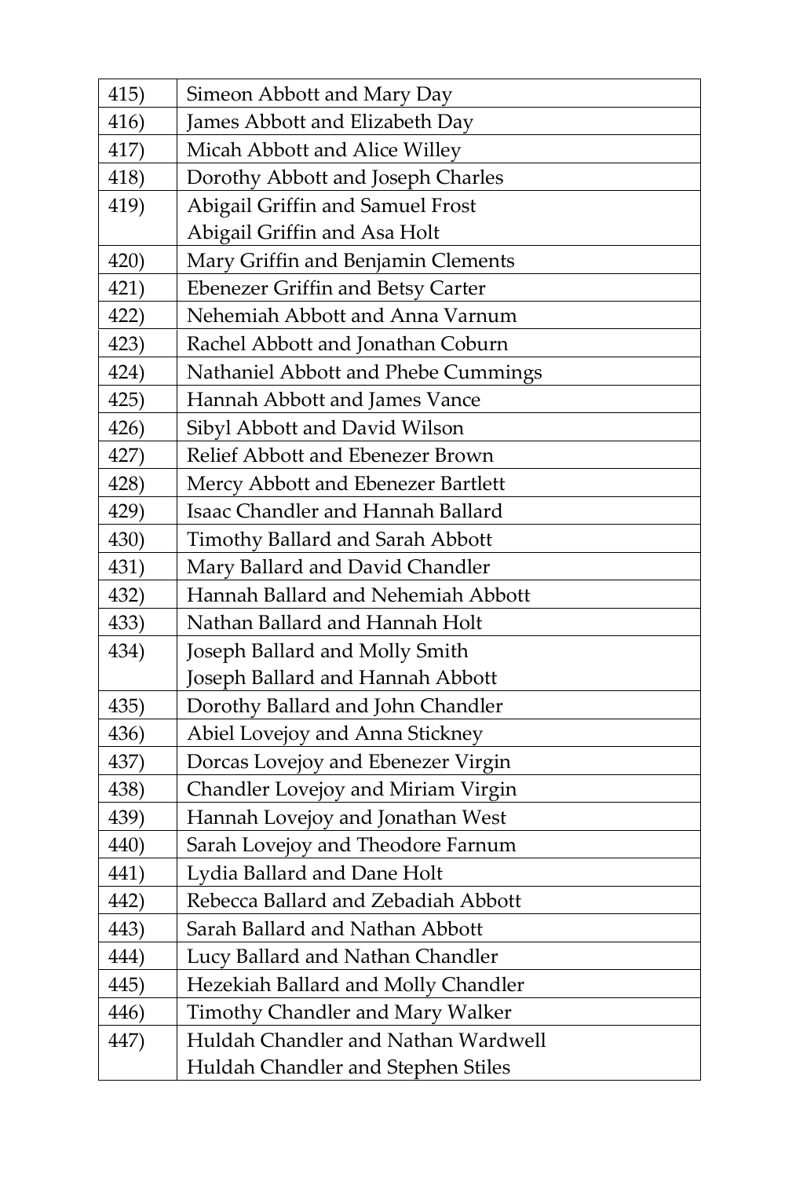| | |
|---|---|
| 415) | Simeon Abbott and Mary Day |
| 416) | James Abbott and Elizabeth Day |
| 417) | Micah Abbott and Alice Willey |
| 418) | Dorothy Abbott and Joseph Charles |
| 419) | Abigail Griffin and Samuel Frost<br>Abigail Griffin and Asa Holt |
| 420) | Mary Griffin and Benjamin Clements |
| 421) | Ebenezer Griffin and Betsy Carter |
| 422) | Nehemiah Abbott and Anna Varnum |
| 423) | Rachel Abbott and Jonathan Coburn |
| 424) | Nathaniel Abbott and Phebe Cummings |
| 425) | Hannah Abbott and James Vance |
| 426) | Sibyl Abbott and David Wilson |
| 427) | Relief Abbott and Ebenezer Brown |
| 428) | Mercy Abbott and Ebenezer Bartlett |
| 429) | Isaac Chandler and Hannah Ballard |
| 430) | Timothy Ballard and Sarah Abbott |
| 431) | Mary Ballard and David Chandler |
| 432) | Hannah Ballard and Nehemiah Abbott |
| 433) | Nathan Ballard and Hannah Holt |
| 434) | Joseph Ballard and Molly Smith<br>Joseph Ballard and Hannah Abbott |
| 435) | Dorothy Ballard and John Chandler |
| 436) | Abiel Lovejoy and Anna Stickney |
| 437) | Dorcas Lovejoy and Ebenezer Virgin |
| 438) | Chandler Lovejoy and Miriam Virgin |
| 439) | Hannah Lovejoy and Jonathan West |
| 440) | Sarah Lovejoy and Theodore Farnum |
| 441) | Lydia Ballard and Dane Holt |
| 442) | Rebecca Ballard and Zebadiah Abbott |
| 443) | Sarah Ballard and Nathan Abbott |
| 444) | Lucy Ballard and Nathan Chandler |
| 445) | Hezekiah Ballard and Molly Chandler |
| 446) | Timothy Chandler and Mary Walker |
| 447) | Huldah Chandler and Nathan Wardwell<br>Huldah Chandler and Stephen Stiles |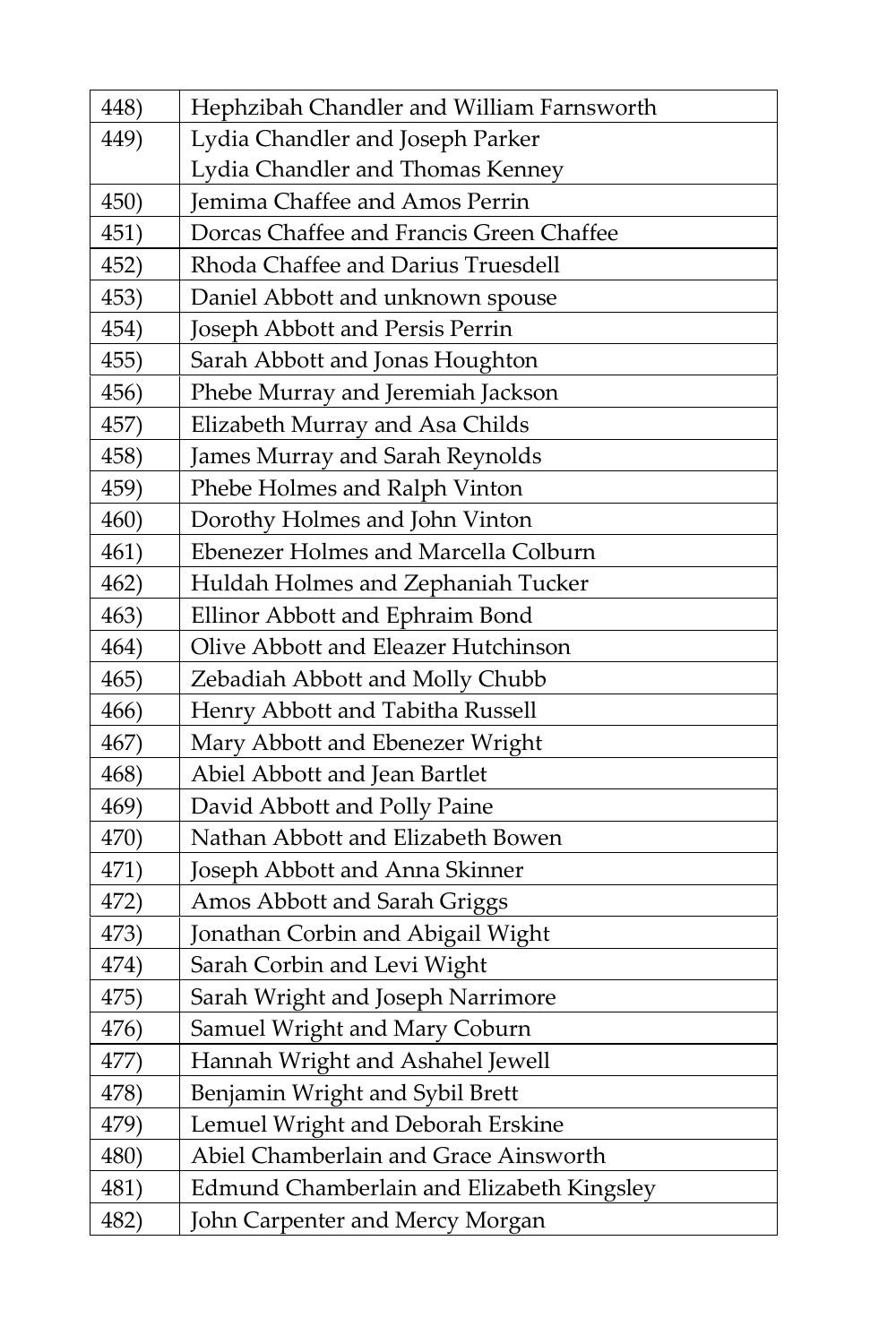| | |
|---|---|
| 448) | Hephzibah Chandler and William Farnsworth |
| 449) | Lydia Chandler and Joseph Parker<br>Lydia Chandler and Thomas Kenney |
| 450) | Jemima Chaffee and Amos Perrin |
| 451) | Dorcas Chaffee and Francis Green Chaffee |
| 452) | Rhoda Chaffee and Darius Truesdell |
| 453) | Daniel Abbott and unknown spouse |
| 454) | Joseph Abbott and Persis Perrin |
| 455) | Sarah Abbott and Jonas Houghton |
| 456) | Phebe Murray and Jeremiah Jackson |
| 457) | Elizabeth Murray and Asa Childs |
| 458) | James Murray and Sarah Reynolds |
| 459) | Phebe Holmes and Ralph Vinton |
| 460) | Dorothy Holmes and John Vinton |
| 461) | Ebenezer Holmes and Marcella Colburn |
| 462) | Huldah Holmes and Zephaniah Tucker |
| 463) | Ellinor Abbott and Ephraim Bond |
| 464) | Olive Abbott and Eleazer Hutchinson |
| 465) | Zebadiah Abbott and Molly Chubb |
| 466) | Henry Abbott and Tabitha Russell |
| 467) | Mary Abbott and Ebenezer Wright |
| 468) | Abiel Abbott and Jean Bartlet |
| 469) | David Abbott and Polly Paine |
| 470) | Nathan Abbott and Elizabeth Bowen |
| 471) | Joseph Abbott and Anna Skinner |
| 472) | Amos Abbott and Sarah Griggs |
| 473) | Jonathan Corbin and Abigail Wight |
| 474) | Sarah Corbin and Levi Wight |
| 475) | Sarah Wright and Joseph Narrimore |
| 476) | Samuel Wright and Mary Coburn |
| 477) | Hannah Wright and Ashahel Jewell |
| 478) | Benjamin Wright and Sybil Brett |
| 479) | Lemuel Wright and Deborah Erskine |
| 480) | Abiel Chamberlain and Grace Ainsworth |
| 481) | Edmund Chamberlain and Elizabeth Kingsley |
| 482) | John Carpenter and Mercy Morgan |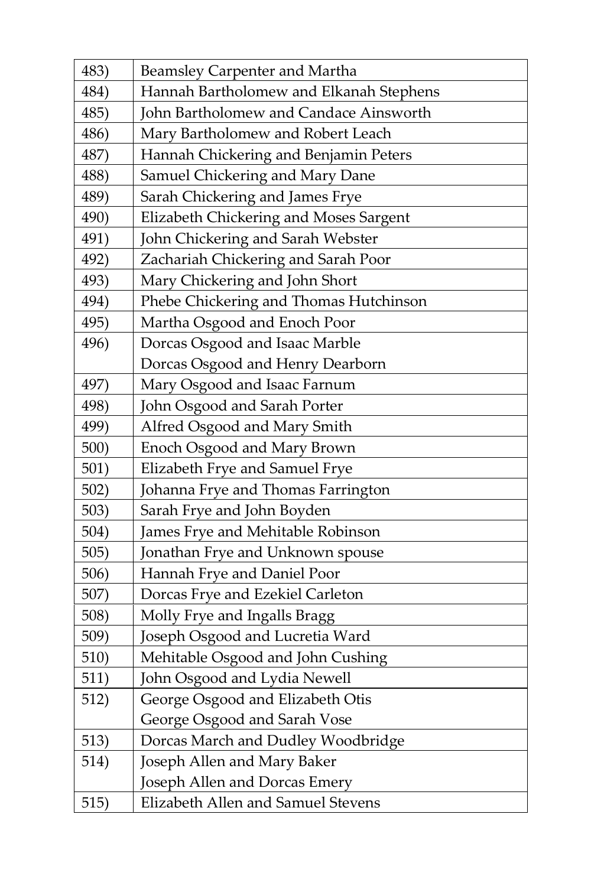| | |
|---|---|
| 483) | Beamsley Carpenter and Martha |
| 484) | Hannah Bartholomew and Elkanah Stephens |
| 485) | John Bartholomew and Candace Ainsworth |
| 486) | Mary Bartholomew and Robert Leach |
| 487) | Hannah Chickering and Benjamin Peters |
| 488) | Samuel Chickering and Mary Dane |
| 489) | Sarah Chickering and James Frye |
| 490) | Elizabeth Chickering and Moses Sargent |
| 491) | John Chickering and Sarah Webster |
| 492) | Zachariah Chickering and Sarah Poor |
| 493) | Mary Chickering and John Short |
| 494) | Phebe Chickering and Thomas Hutchinson |
| 495) | Martha Osgood and Enoch Poor |
| 496) | Dorcas Osgood and Isaac Marble<br>Dorcas Osgood and Henry Dearborn |
| 497) | Mary Osgood and Isaac Farnum |
| 498) | John Osgood and Sarah Porter |
| 499) | Alfred Osgood and Mary Smith |
| 500) | Enoch Osgood and Mary Brown |
| 501) | Elizabeth Frye and Samuel Frye |
| 502) | Johanna Frye and Thomas Farrington |
| 503) | Sarah Frye and John Boyden |
| 504) | James Frye and Mehitable Robinson |
| 505) | Jonathan Frye and Unknown spouse |
| 506) | Hannah Frye and Daniel Poor |
| 507) | Dorcas Frye and Ezekiel Carleton |
| 508) | Molly Frye and Ingalls Bragg |
| 509) | Joseph Osgood and Lucretia Ward |
| 510) | Mehitable Osgood and John Cushing |
| 511) | John Osgood and Lydia Newell |
| 512) | George Osgood and Elizabeth Otis<br>George Osgood and Sarah Vose |
| 513) | Dorcas March and Dudley Woodbridge |
| 514) | Joseph Allen and Mary Baker<br>Joseph Allen and Dorcas Emery |
| 515) | Elizabeth Allen and Samuel Stevens |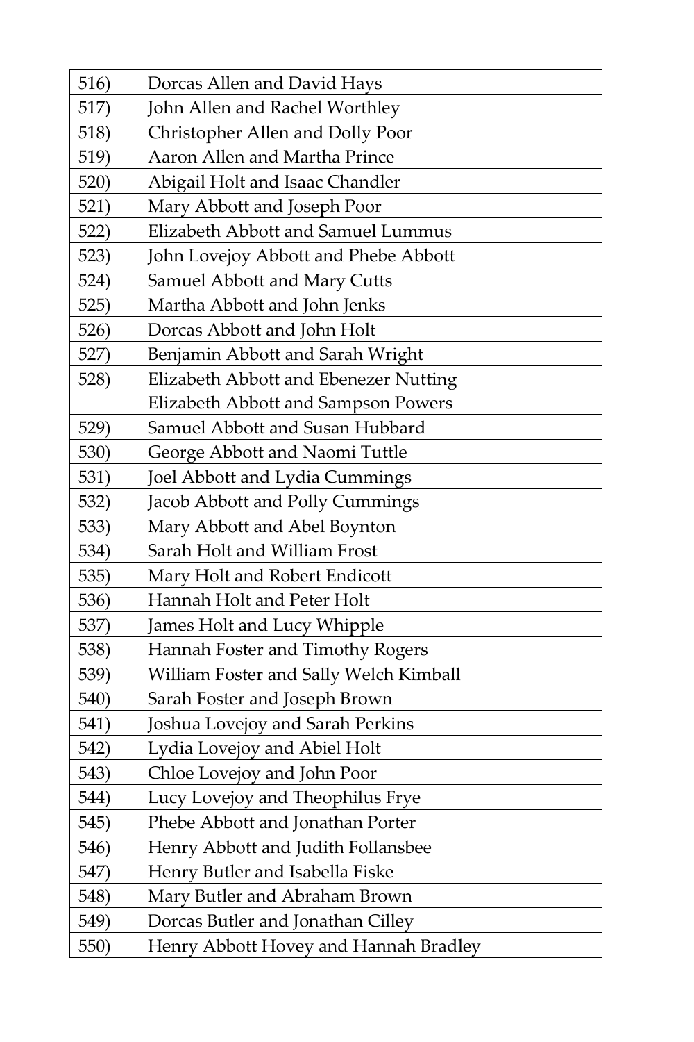| | |
|---|---|
| 516) | Dorcas Allen and David Hays |
| 517) | John Allen and Rachel Worthley |
| 518) | Christopher Allen and Dolly Poor |
| 519) | Aaron Allen and Martha Prince |
| 520) | Abigail Holt and Isaac Chandler |
| 521) | Mary Abbott and Joseph Poor |
| 522) | Elizabeth Abbott and Samuel Lummus |
| 523) | John Lovejoy Abbott and Phebe Abbott |
| 524) | Samuel Abbott and Mary Cutts |
| 525) | Martha Abbott and John Jenks |
| 526) | Dorcas Abbott and John Holt |
| 527) | Benjamin Abbott and Sarah Wright |
| 528) | Elizabeth Abbott and Ebenezer Nutting<br>Elizabeth Abbott and Sampson Powers |
| 529) | Samuel Abbott and Susan Hubbard |
| 530) | George Abbott and Naomi Tuttle |
| 531) | Joel Abbott and Lydia Cummings |
| 532) | Jacob Abbott and Polly Cummings |
| 533) | Mary Abbott and Abel Boynton |
| 534) | Sarah Holt and William Frost |
| 535) | Mary Holt and Robert Endicott |
| 536) | Hannah Holt and Peter Holt |
| 537) | James Holt and Lucy Whipple |
| 538) | Hannah Foster and Timothy Rogers |
| 539) | William Foster and Sally Welch Kimball |
| 540) | Sarah Foster and Joseph Brown |
| 541) | Joshua Lovejoy and Sarah Perkins |
| 542) | Lydia Lovejoy and Abiel Holt |
| 543) | Chloe Lovejoy and John Poor |
| 544) | Lucy Lovejoy and Theophilus Frye |
| 545) | Phebe Abbott and Jonathan Porter |
| 546) | Henry Abbott and Judith Follansbee |
| 547) | Henry Butler and Isabella Fiske |
| 548) | Mary Butler and Abraham Brown |
| 549) | Dorcas Butler and Jonathan Cilley |
| 550) | Henry Abbott Hovey and Hannah Bradley |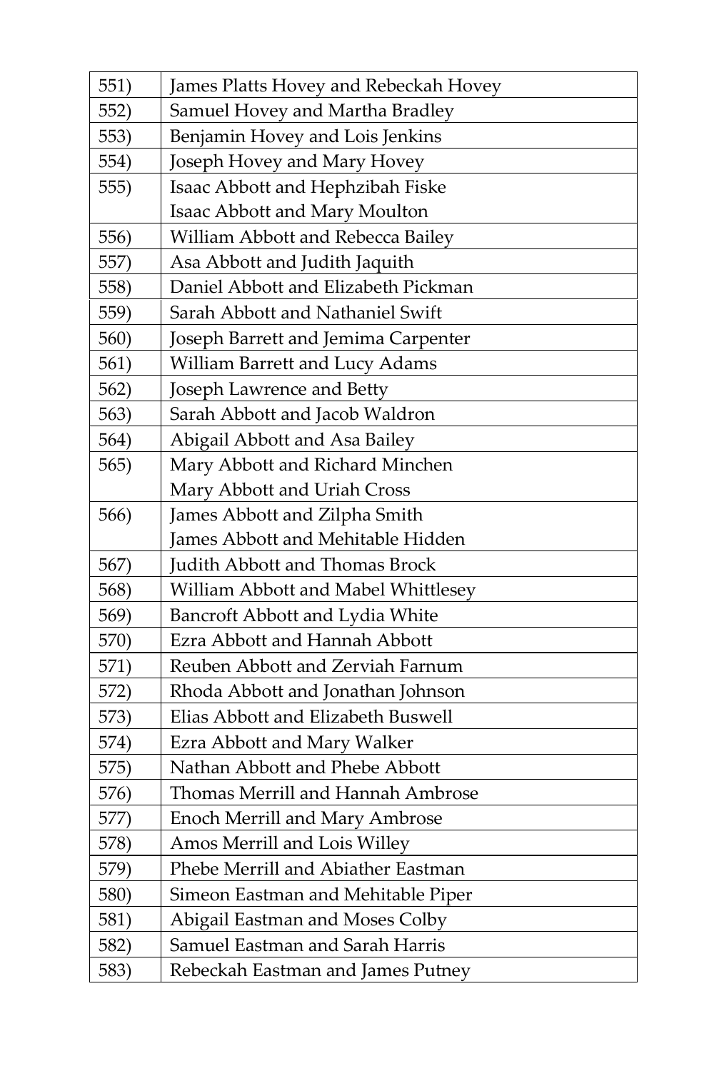| | |
|---|---|
| 551) | James Platts Hovey and Rebeckah Hovey |
| 552) | Samuel Hovey and Martha Bradley |
| 553) | Benjamin Hovey and Lois Jenkins |
| 554) | Joseph Hovey and Mary Hovey |
| 555) | Isaac Abbott and Hephzibah Fiske<br>Isaac Abbott and Mary Moulton |
| 556) | William Abbott and Rebecca Bailey |
| 557) | Asa Abbott and Judith Jaquith |
| 558) | Daniel Abbott and Elizabeth Pickman |
| 559) | Sarah Abbott and Nathaniel Swift |
| 560) | Joseph Barrett and Jemima Carpenter |
| 561) | William Barrett and Lucy Adams |
| 562) | Joseph Lawrence and Betty |
| 563) | Sarah Abbott and Jacob Waldron |
| 564) | Abigail Abbott and Asa Bailey |
| 565) | Mary Abbott and Richard Minchen<br>Mary Abbott and Uriah Cross |
| 566) | James Abbott and Zilpha Smith<br>James Abbott and Mehitable Hidden |
| 567) | Judith Abbott and Thomas Brock |
| 568) | William Abbott and Mabel Whittlesey |
| 569) | Bancroft Abbott and Lydia White |
| 570) | Ezra Abbott and Hannah Abbott |
| 571) | Reuben Abbott and Zerviah Farnum |
| 572) | Rhoda Abbott and Jonathan Johnson |
| 573) | Elias Abbott and Elizabeth Buswell |
| 574) | Ezra Abbott and Mary Walker |
| 575) | Nathan Abbott and Phebe Abbott |
| 576) | Thomas Merrill and Hannah Ambrose |
| 577) | Enoch Merrill and Mary Ambrose |
| 578) | Amos Merrill and Lois Willey |
| 579) | Phebe Merrill and Abiather Eastman |
| 580) | Simeon Eastman and Mehitable Piper |
| 581) | Abigail Eastman and Moses Colby |
| 582) | Samuel Eastman and Sarah Harris |
| 583) | Rebeckah Eastman and James Putney |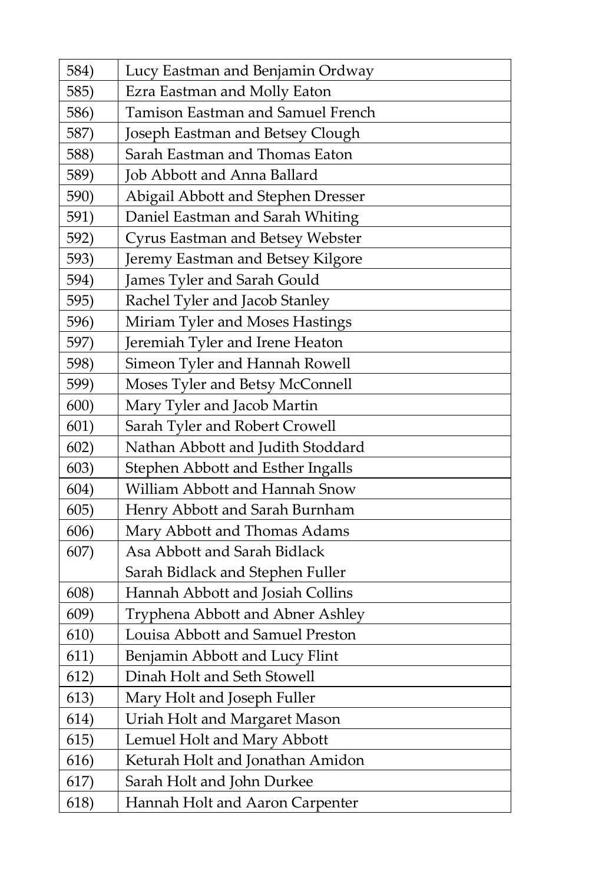| | |
|---|---|
| 584) | Lucy Eastman and Benjamin Ordway |
| 585) | Ezra Eastman and Molly Eaton |
| 586) | Tamison Eastman and Samuel French |
| 587) | Joseph Eastman and Betsey Clough |
| 588) | Sarah Eastman and Thomas Eaton |
| 589) | Job Abbott and Anna Ballard |
| 590) | Abigail Abbott and Stephen Dresser |
| 591) | Daniel Eastman and Sarah Whiting |
| 592) | Cyrus Eastman and Betsey Webster |
| 593) | Jeremy Eastman and Betsey Kilgore |
| 594) | James Tyler and Sarah Gould |
| 595) | Rachel Tyler and Jacob Stanley |
| 596) | Miriam Tyler and Moses Hastings |
| 597) | Jeremiah Tyler and Irene Heaton |
| 598) | Simeon Tyler and Hannah Rowell |
| 599) | Moses Tyler and Betsy McConnell |
| 600) | Mary Tyler and Jacob Martin |
| 601) | Sarah Tyler and Robert Crowell |
| 602) | Nathan Abbott and Judith Stoddard |
| 603) | Stephen Abbott and Esther Ingalls |
| 604) | William Abbott and Hannah Snow |
| 605) | Henry Abbott and Sarah Burnham |
| 606) | Mary Abbott and Thomas Adams |
| 607) | Asa Abbott and Sarah Bidlack<br>Sarah Bidlack and Stephen Fuller |
| 608) | Hannah Abbott and Josiah Collins |
| 609) | Tryphena Abbott and Abner Ashley |
| 610) | Louisa Abbott and Samuel Preston |
| 611) | Benjamin Abbott and Lucy Flint |
| 612) | Dinah Holt and Seth Stowell |
| 613) | Mary Holt and Joseph Fuller |
| 614) | Uriah Holt and Margaret Mason |
| 615) | Lemuel Holt and Mary Abbott |
| 616) | Keturah Holt and Jonathan Amidon |
| 617) | Sarah Holt and John Durkee |
| 618) | Hannah Holt and Aaron Carpenter |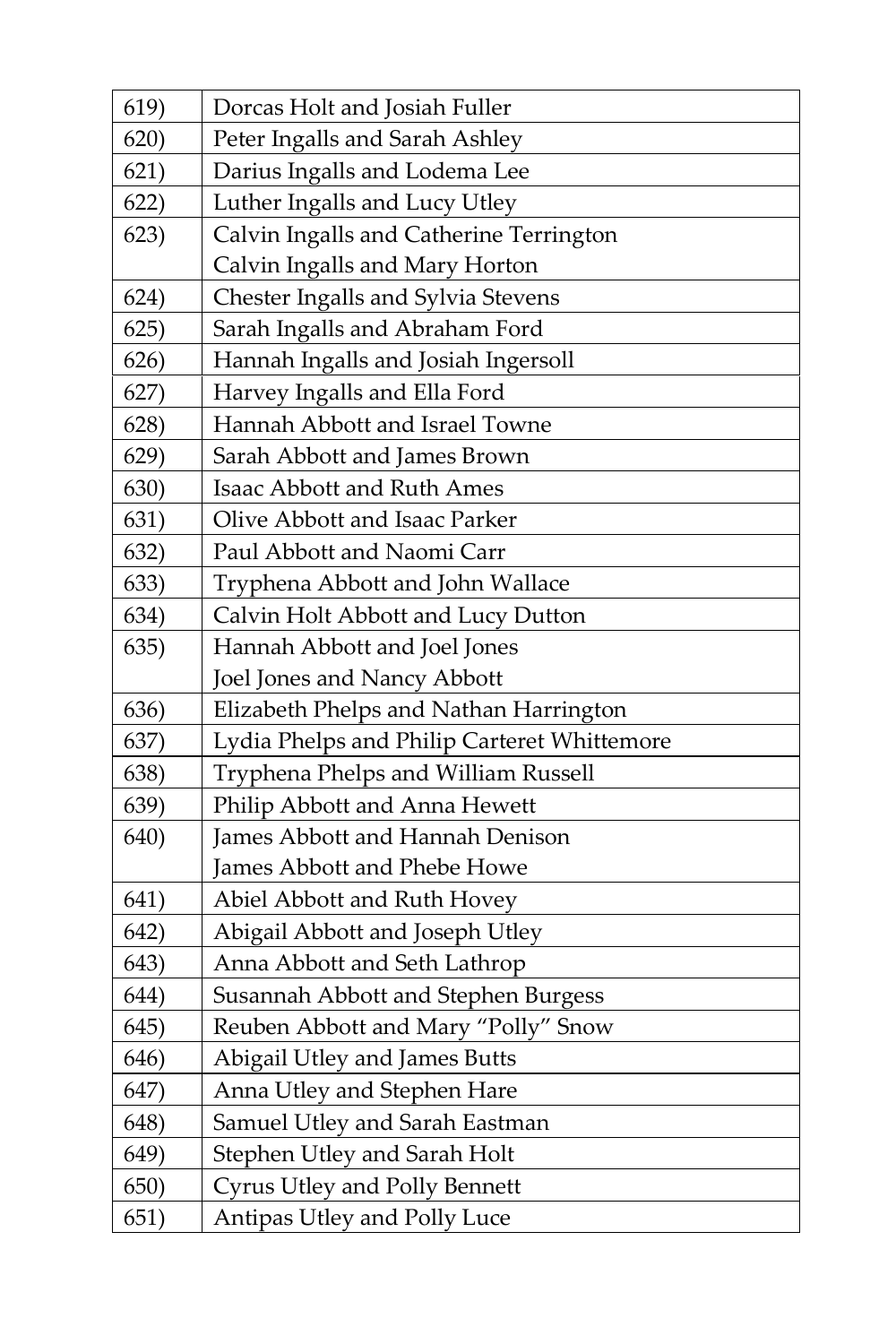| | |
|---|---|
| 619) | Dorcas Holt and Josiah Fuller |
| 620) | Peter Ingalls and Sarah Ashley |
| 621) | Darius Ingalls and Lodema Lee |
| 622) | Luther Ingalls and Lucy Utley |
| 623) | Calvin Ingalls and Catherine Terrington<br>Calvin Ingalls and Mary Horton |
| 624) | Chester Ingalls and Sylvia Stevens |
| 625) | Sarah Ingalls and Abraham Ford |
| 626) | Hannah Ingalls and Josiah Ingersoll |
| 627) | Harvey Ingalls and Ella Ford |
| 628) | Hannah Abbott and Israel Towne |
| 629) | Sarah Abbott and James Brown |
| 630) | Isaac Abbott and Ruth Ames |
| 631) | Olive Abbott and Isaac Parker |
| 632) | Paul Abbott and Naomi Carr |
| 633) | Tryphena Abbott and John Wallace |
| 634) | Calvin Holt Abbott and Lucy Dutton |
| 635) | Hannah Abbott and Joel Jones<br>Joel Jones and Nancy Abbott |
| 636) | Elizabeth Phelps and Nathan Harrington |
| 637) | Lydia Phelps and Philip Carteret Whittemore |
| 638) | Tryphena Phelps and William Russell |
| 639) | Philip Abbott and Anna Hewett |
| 640) | James Abbott and Hannah Denison<br>James Abbott and Phebe Howe |
| 641) | Abiel Abbott and Ruth Hovey |
| 642) | Abigail Abbott and Joseph Utley |
| 643) | Anna Abbott and Seth Lathrop |
| 644) | Susannah Abbott and Stephen Burgess |
| 645) | Reuben Abbott and Mary "Polly" Snow |
| 646) | Abigail Utley and James Butts |
| 647) | Anna Utley and Stephen Hare |
| 648) | Samuel Utley and Sarah Eastman |
| 649) | Stephen Utley and Sarah Holt |
| 650) | Cyrus Utley and Polly Bennett |
| 651) | Antipas Utley and Polly Luce |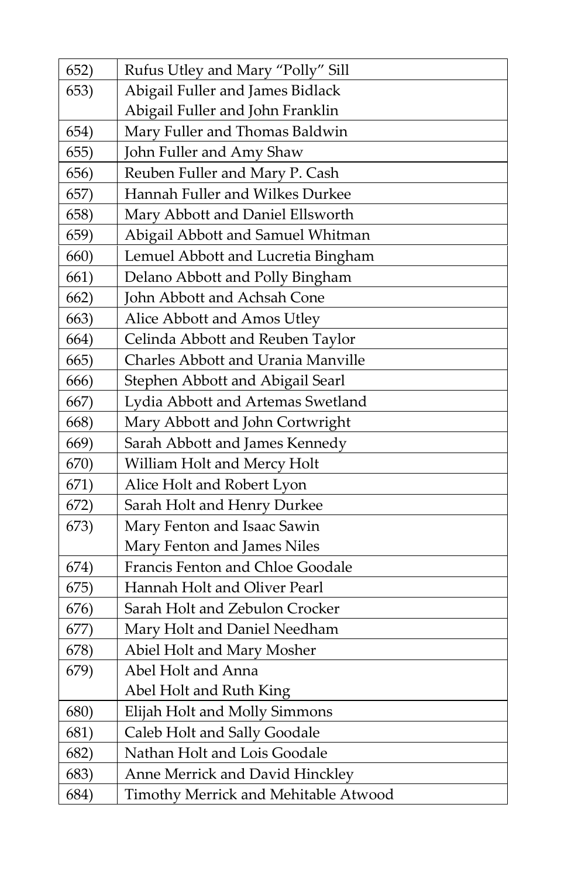| | |
|---|---|
| 652) | Rufus Utley and Mary "Polly" Sill |
| 653) | Abigail Fuller and James Bidlack<br>Abigail Fuller and John Franklin |
| 654) | Mary Fuller and Thomas Baldwin |
| 655) | John Fuller and Amy Shaw |
| 656) | Reuben Fuller and Mary P. Cash |
| 657) | Hannah Fuller and Wilkes Durkee |
| 658) | Mary Abbott and Daniel Ellsworth |
| 659) | Abigail Abbott and Samuel Whitman |
| 660) | Lemuel Abbott and Lucretia Bingham |
| 661) | Delano Abbott and Polly Bingham |
| 662) | John Abbott and Achsah Cone |
| 663) | Alice Abbott and Amos Utley |
| 664) | Celinda Abbott and Reuben Taylor |
| 665) | Charles Abbott and Urania Manville |
| 666) | Stephen Abbott and Abigail Searl |
| 667) | Lydia Abbott and Artemas Swetland |
| 668) | Mary Abbott and John Cortwright |
| 669) | Sarah Abbott and James Kennedy |
| 670) | William Holt and Mercy Holt |
| 671) | Alice Holt and Robert Lyon |
| 672) | Sarah Holt and Henry Durkee |
| 673) | Mary Fenton and Isaac Sawin<br>Mary Fenton and James Niles |
| 674) | Francis Fenton and Chloe Goodale |
| 675) | Hannah Holt and Oliver Pearl |
| 676) | Sarah Holt and Zebulon Crocker |
| 677) | Mary Holt and Daniel Needham |
| 678) | Abiel Holt and Mary Mosher |
| 679) | Abel Holt and Anna<br>Abel Holt and Ruth King |
| 680) | Elijah Holt and Molly Simmons |
| 681) | Caleb Holt and Sally Goodale |
| 682) | Nathan Holt and Lois Goodale |
| 683) | Anne Merrick and David Hinckley |
| 684) | Timothy Merrick and Mehitable Atwood |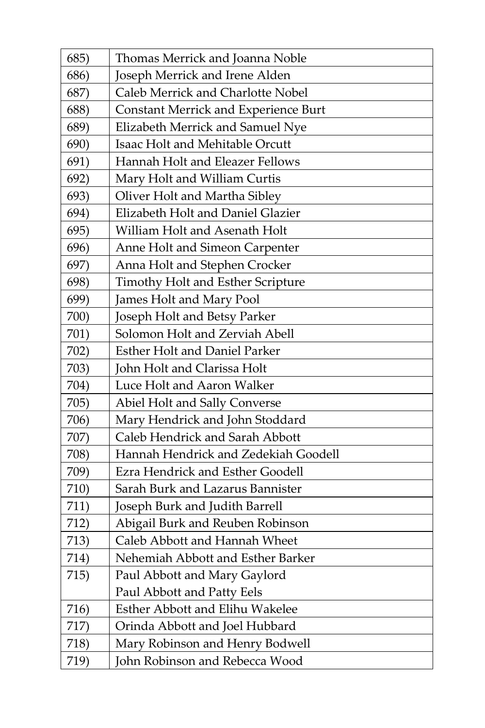| | |
|---|---|
| 685) | Thomas Merrick and Joanna Noble |
| 686) | Joseph Merrick and Irene Alden |
| 687) | Caleb Merrick and Charlotte Nobel |
| 688) | Constant Merrick and Experience Burt |
| 689) | Elizabeth Merrick and Samuel Nye |
| 690) | Isaac Holt and Mehitable Orcutt |
| 691) | Hannah Holt and Eleazer Fellows |
| 692) | Mary Holt and William Curtis |
| 693) | Oliver Holt and Martha Sibley |
| 694) | Elizabeth Holt and Daniel Glazier |
| 695) | William Holt and Asenath Holt |
| 696) | Anne Holt and Simeon Carpenter |
| 697) | Anna Holt and Stephen Crocker |
| 698) | Timothy Holt and Esther Scripture |
| 699) | James Holt and Mary Pool |
| 700) | Joseph Holt and Betsy Parker |
| 701) | Solomon Holt and Zerviah Abell |
| 702) | Esther Holt and Daniel Parker |
| 703) | John Holt and Clarissa Holt |
| 704) | Luce Holt and Aaron Walker |
| 705) | Abiel Holt and Sally Converse |
| 706) | Mary Hendrick and John Stoddard |
| 707) | Caleb Hendrick and Sarah Abbott |
| 708) | Hannah Hendrick and Zedekiah Goodell |
| 709) | Ezra Hendrick and Esther Goodell |
| 710) | Sarah Burk and Lazarus Bannister |
| 711) | Joseph Burk and Judith Barrell |
| 712) | Abigail Burk and Reuben Robinson |
| 713) | Caleb Abbott and Hannah Wheet |
| 714) | Nehemiah Abbott and Esther Barker |
| 715) | Paul Abbott and Mary Gaylord<br>Paul Abbott and Patty Eels |
| 716) | Esther Abbott and Elihu Wakelee |
| 717) | Orinda Abbott and Joel Hubbard |
| 718) | Mary Robinson and Henry Bodwell |
| 719) | John Robinson and Rebecca Wood |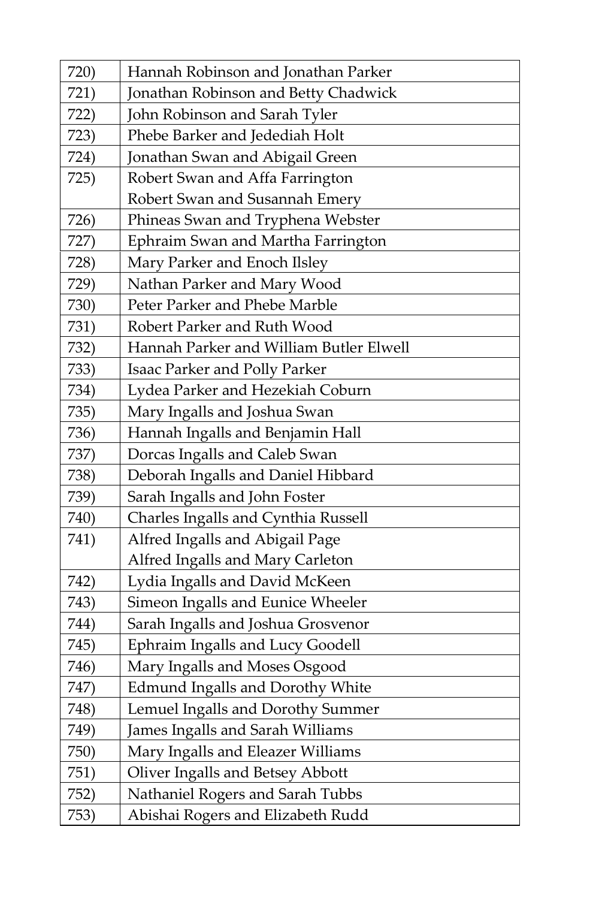| | |
|---|---|
| 720) | Hannah Robinson and Jonathan Parker |
| 721) | Jonathan Robinson and Betty Chadwick |
| 722) | John Robinson and Sarah Tyler |
| 723) | Phebe Barker and Jedediah Holt |
| 724) | Jonathan Swan and Abigail Green |
| 725) | Robert Swan and Affa Farrington<br>Robert Swan and Susannah Emery |
| 726) | Phineas Swan and Tryphena Webster |
| 727) | Ephraim Swan and Martha Farrington |
| 728) | Mary Parker and Enoch Ilsley |
| 729) | Nathan Parker and Mary Wood |
| 730) | Peter Parker and Phebe Marble |
| 731) | Robert Parker and Ruth Wood |
| 732) | Hannah Parker and William Butler Elwell |
| 733) | Isaac Parker and Polly Parker |
| 734) | Lydea Parker and Hezekiah Coburn |
| 735) | Mary Ingalls and Joshua Swan |
| 736) | Hannah Ingalls and Benjamin Hall |
| 737) | Dorcas Ingalls and Caleb Swan |
| 738) | Deborah Ingalls and Daniel Hibbard |
| 739) | Sarah Ingalls and John Foster |
| 740) | Charles Ingalls and Cynthia Russell |
| 741) | Alfred Ingalls and Abigail Page<br>Alfred Ingalls and Mary Carleton |
| 742) | Lydia Ingalls and David McKeen |
| 743) | Simeon Ingalls and Eunice Wheeler |
| 744) | Sarah Ingalls and Joshua Grosvenor |
| 745) | Ephraim Ingalls and Lucy Goodell |
| 746) | Mary Ingalls and Moses Osgood |
| 747) | Edmund Ingalls and Dorothy White |
| 748) | Lemuel Ingalls and Dorothy Summer |
| 749) | James Ingalls and Sarah Williams |
| 750) | Mary Ingalls and Eleazer Williams |
| 751) | Oliver Ingalls and Betsey Abbott |
| 752) | Nathaniel Rogers and Sarah Tubbs |
| 753) | Abishai Rogers and Elizabeth Rudd |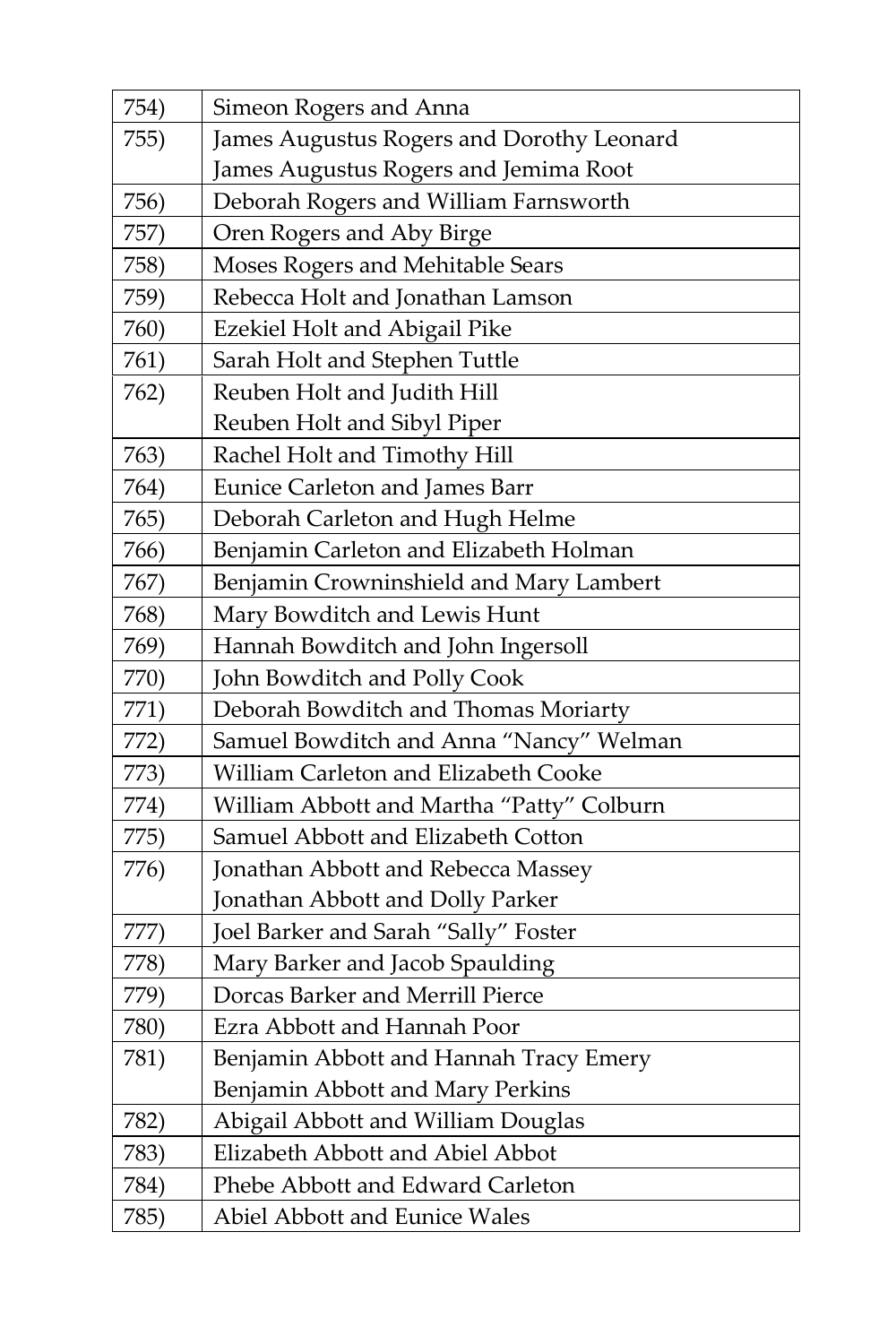| | |
|---|---|
| 754) | Simeon Rogers and Anna |
| 755) | James Augustus Rogers and Dorothy Leonard<br>James Augustus Rogers and Jemima Root |
| 756) | Deborah Rogers and William Farnsworth |
| 757) | Oren Rogers and Aby Birge |
| 758) | Moses Rogers and Mehitable Sears |
| 759) | Rebecca Holt and Jonathan Lamson |
| 760) | Ezekiel Holt and Abigail Pike |
| 761) | Sarah Holt and Stephen Tuttle |
| 762) | Reuben Holt and Judith Hill<br>Reuben Holt and Sibyl Piper |
| 763) | Rachel Holt and Timothy Hill |
| 764) | Eunice Carleton and James Barr |
| 765) | Deborah Carleton and Hugh Helme |
| 766) | Benjamin Carleton and Elizabeth Holman |
| 767) | Benjamin Crowninshield and Mary Lambert |
| 768) | Mary Bowditch and Lewis Hunt |
| 769) | Hannah Bowditch and John Ingersoll |
| 770) | John Bowditch and Polly Cook |
| 771) | Deborah Bowditch and Thomas Moriarty |
| 772) | Samuel Bowditch and Anna "Nancy" Welman |
| 773) | William Carleton and Elizabeth Cooke |
| 774) | William Abbott and Martha "Patty" Colburn |
| 775) | Samuel Abbott and Elizabeth Cotton |
| 776) | Jonathan Abbott and Rebecca Massey<br>Jonathan Abbott and Dolly Parker |
| 777) | Joel Barker and Sarah "Sally" Foster |
| 778) | Mary Barker and Jacob Spaulding |
| 779) | Dorcas Barker and Merrill Pierce |
| 780) | Ezra Abbott and Hannah Poor |
| 781) | Benjamin Abbott and Hannah Tracy Emery<br>Benjamin Abbott and Mary Perkins |
| 782) | Abigail Abbott and William Douglas |
| 783) | Elizabeth Abbott and Abiel Abbot |
| 784) | Phebe Abbott and Edward Carleton |
| 785) | Abiel Abbott and Eunice Wales |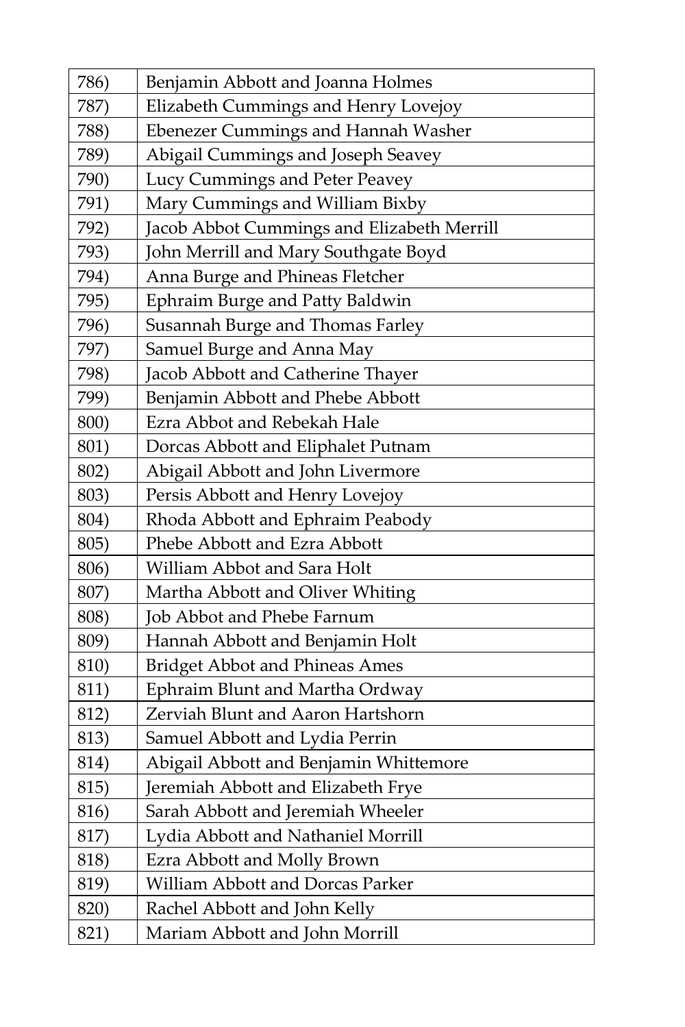| | |
|---|---|
| 786) | Benjamin Abbott and Joanna Holmes |
| 787) | Elizabeth Cummings and Henry Lovejoy |
| 788) | Ebenezer Cummings and Hannah Washer |
| 789) | Abigail Cummings and Joseph Seavey |
| 790) | Lucy Cummings and Peter Peavey |
| 791) | Mary Cummings and William Bixby |
| 792) | Jacob Abbot Cummings and Elizabeth Merrill |
| 793) | John Merrill and Mary Southgate Boyd |
| 794) | Anna Burge and Phineas Fletcher |
| 795) | Ephraim Burge and Patty Baldwin |
| 796) | Susannah Burge and Thomas Farley |
| 797) | Samuel Burge and Anna May |
| 798) | Jacob Abbott and Catherine Thayer |
| 799) | Benjamin Abbott and Phebe Abbott |
| 800) | Ezra Abbot and Rebekah Hale |
| 801) | Dorcas Abbott and Eliphalet Putnam |
| 802) | Abigail Abbott and John Livermore |
| 803) | Persis Abbott and Henry Lovejoy |
| 804) | Rhoda Abbott and Ephraim Peabody |
| 805) | Phebe Abbott and Ezra Abbott |
| 806) | William Abbot and Sara Holt |
| 807) | Martha Abbott and Oliver Whiting |
| 808) | Job Abbot and Phebe Farnum |
| 809) | Hannah Abbott and Benjamin Holt |
| 810) | Bridget Abbot and Phineas Ames |
| 811) | Ephraim Blunt and Martha Ordway |
| 812) | Zerviah Blunt and Aaron Hartshorn |
| 813) | Samuel Abbott and Lydia Perrin |
| 814) | Abigail Abbott and Benjamin Whittemore |
| 815) | Jeremiah Abbott and Elizabeth Frye |
| 816) | Sarah Abbott and Jeremiah Wheeler |
| 817) | Lydia Abbott and Nathaniel Morrill |
| 818) | Ezra Abbott and Molly Brown |
| 819) | William Abbott and Dorcas Parker |
| 820) | Rachel Abbott and John Kelly |
| 821) | Mariam Abbott and John Morrill |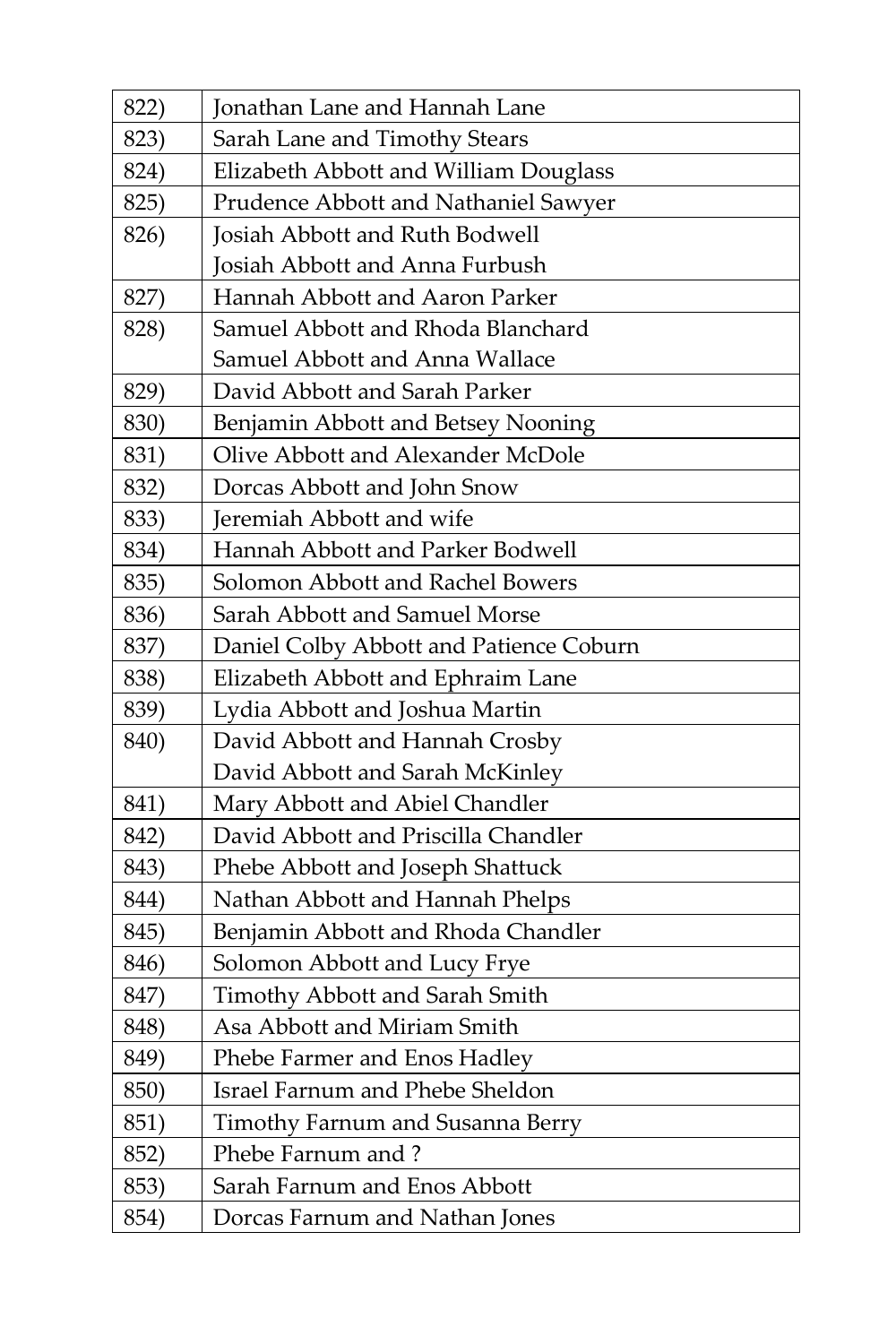| | |
|---|---|
| 822) | Jonathan Lane and Hannah Lane |
| 823) | Sarah Lane and Timothy Stears |
| 824) | Elizabeth Abbott and William Douglass |
| 825) | Prudence Abbott and Nathaniel Sawyer |
| 826) | Josiah Abbott and Ruth Bodwell<br>Josiah Abbott and Anna Furbush |
| 827) | Hannah Abbott and Aaron Parker |
| 828) | Samuel Abbott and Rhoda Blanchard<br>Samuel Abbott and Anna Wallace |
| 829) | David Abbott and Sarah Parker |
| 830) | Benjamin Abbott and Betsey Nooning |
| 831) | Olive Abbott and Alexander McDole |
| 832) | Dorcas Abbott and John Snow |
| 833) | Jeremiah Abbott and wife |
| 834) | Hannah Abbott and Parker Bodwell |
| 835) | Solomon Abbott and Rachel Bowers |
| 836) | Sarah Abbott and Samuel Morse |
| 837) | Daniel Colby Abbott and Patience Coburn |
| 838) | Elizabeth Abbott and Ephraim Lane |
| 839) | Lydia Abbott and Joshua Martin |
| 840) | David Abbott and Hannah Crosby<br>David Abbott and Sarah McKinley |
| 841) | Mary Abbott and Abiel Chandler |
| 842) | David Abbott and Priscilla Chandler |
| 843) | Phebe Abbott and Joseph Shattuck |
| 844) | Nathan Abbott and Hannah Phelps |
| 845) | Benjamin Abbott and Rhoda Chandler |
| 846) | Solomon Abbott and Lucy Frye |
| 847) | Timothy Abbott and Sarah Smith |
| 848) | Asa Abbott and Miriam Smith |
| 849) | Phebe Farmer and Enos Hadley |
| 850) | Israel Farnum and Phebe Sheldon |
| 851) | Timothy Farnum and Susanna Berry |
| 852) | Phebe Farnum and ? |
| 853) | Sarah Farnum and Enos Abbott |
| 854) | Dorcas Farnum and Nathan Jones |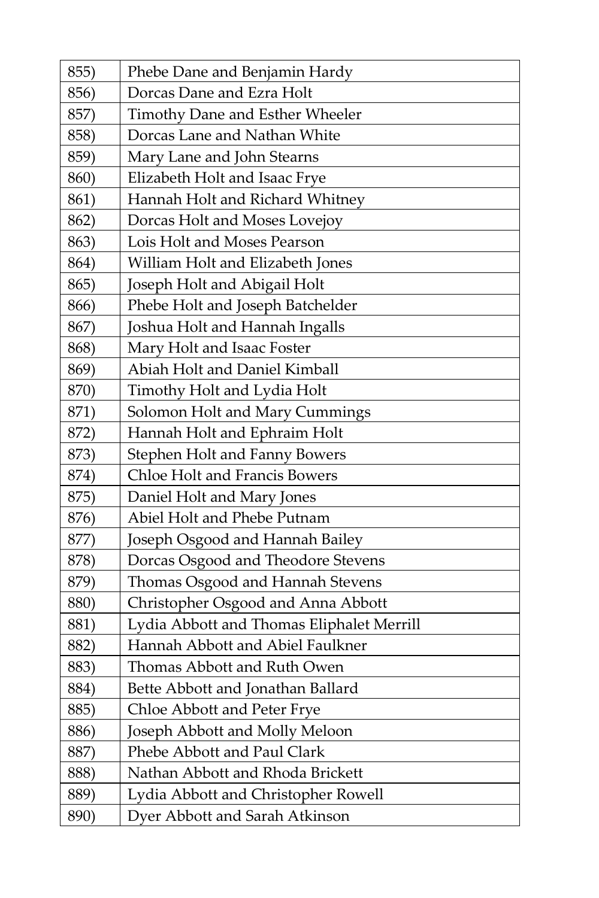| | |
|---|---|
| 855) | Phebe Dane and Benjamin Hardy |
| 856) | Dorcas Dane and Ezra Holt |
| 857) | Timothy Dane and Esther Wheeler |
| 858) | Dorcas Lane and Nathan White |
| 859) | Mary Lane and John Stearns |
| 860) | Elizabeth Holt and Isaac Frye |
| 861) | Hannah Holt and Richard Whitney |
| 862) | Dorcas Holt and Moses Lovejoy |
| 863) | Lois Holt and Moses Pearson |
| 864) | William Holt and Elizabeth Jones |
| 865) | Joseph Holt and Abigail Holt |
| 866) | Phebe Holt and Joseph Batchelder |
| 867) | Joshua Holt and Hannah Ingalls |
| 868) | Mary Holt and Isaac Foster |
| 869) | Abiah Holt and Daniel Kimball |
| 870) | Timothy Holt and Lydia Holt |
| 871) | Solomon Holt and Mary Cummings |
| 872) | Hannah Holt and Ephraim Holt |
| 873) | Stephen Holt and Fanny Bowers |
| 874) | Chloe Holt and Francis Bowers |
| 875) | Daniel Holt and Mary Jones |
| 876) | Abiel Holt and Phebe Putnam |
| 877) | Joseph Osgood and Hannah Bailey |
| 878) | Dorcas Osgood and Theodore Stevens |
| 879) | Thomas Osgood and Hannah Stevens |
| 880) | Christopher Osgood and Anna Abbott |
| 881) | Lydia Abbott and Thomas Eliphalet Merrill |
| 882) | Hannah Abbott and Abiel Faulkner |
| 883) | Thomas Abbott and Ruth Owen |
| 884) | Bette Abbott and Jonathan Ballard |
| 885) | Chloe Abbott and Peter Frye |
| 886) | Joseph Abbott and Molly Meloon |
| 887) | Phebe Abbott and Paul Clark |
| 888) | Nathan Abbott and Rhoda Brickett |
| 889) | Lydia Abbott and Christopher Rowell |
| 890) | Dyer Abbott and Sarah Atkinson |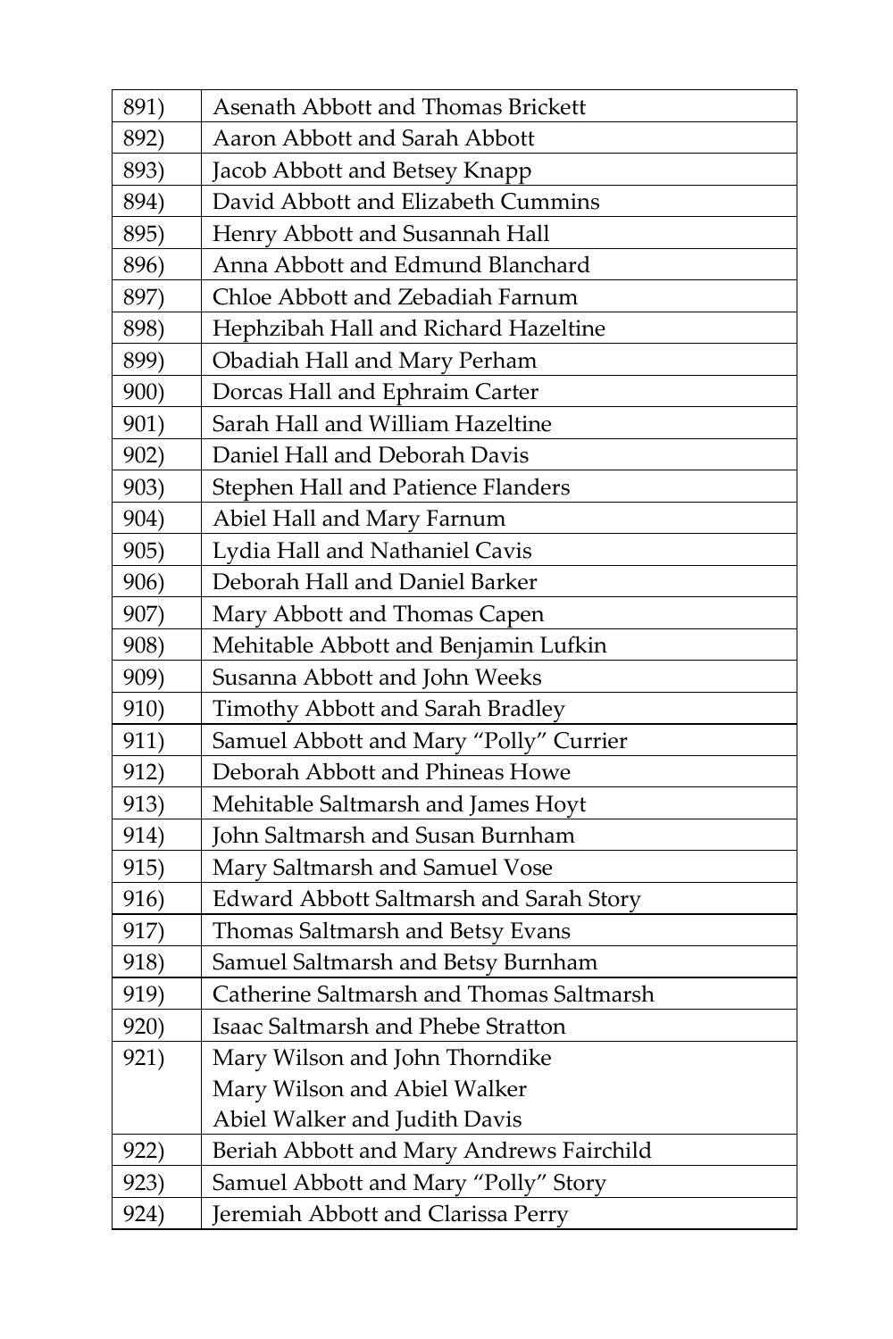| | |
|---|---|
| 891) | Asenath Abbott and Thomas Brickett |
| 892) | Aaron Abbott and Sarah Abbott |
| 893) | Jacob Abbott and Betsey Knapp |
| 894) | David Abbott and Elizabeth Cummins |
| 895) | Henry Abbott and Susannah Hall |
| 896) | Anna Abbott and Edmund Blanchard |
| 897) | Chloe Abbott and Zebadiah Farnum |
| 898) | Hephzibah Hall and Richard Hazeltine |
| 899) | Obadiah Hall and Mary Perham |
| 900) | Dorcas Hall and Ephraim Carter |
| 901) | Sarah Hall and William Hazeltine |
| 902) | Daniel Hall and Deborah Davis |
| 903) | Stephen Hall and Patience Flanders |
| 904) | Abiel Hall and Mary Farnum |
| 905) | Lydia Hall and Nathaniel Cavis |
| 906) | Deborah Hall and Daniel Barker |
| 907) | Mary Abbott and Thomas Capen |
| 908) | Mehitable Abbott and Benjamin Lufkin |
| 909) | Susanna Abbott and John Weeks |
| 910) | Timothy Abbott and Sarah Bradley |
| 911) | Samuel Abbott and Mary "Polly" Currier |
| 912) | Deborah Abbott and Phineas Howe |
| 913) | Mehitable Saltmarsh and James Hoyt |
| 914) | John Saltmarsh and Susan Burnham |
| 915) | Mary Saltmarsh and Samuel Vose |
| 916) | Edward Abbott Saltmarsh and Sarah Story |
| 917) | Thomas Saltmarsh and Betsy Evans |
| 918) | Samuel Saltmarsh and Betsy Burnham |
| 919) | Catherine Saltmarsh and Thomas Saltmarsh |
| 920) | Isaac Saltmarsh and Phebe Stratton |
| 921) | Mary Wilson and John Thorndike<br>Mary Wilson and Abiel Walker<br>Abiel Walker and Judith Davis |
| 922) | Beriah Abbott and Mary Andrews Fairchild |
| 923) | Samuel Abbott and Mary "Polly" Story |
| 924) | Jeremiah Abbott and Clarissa Perry |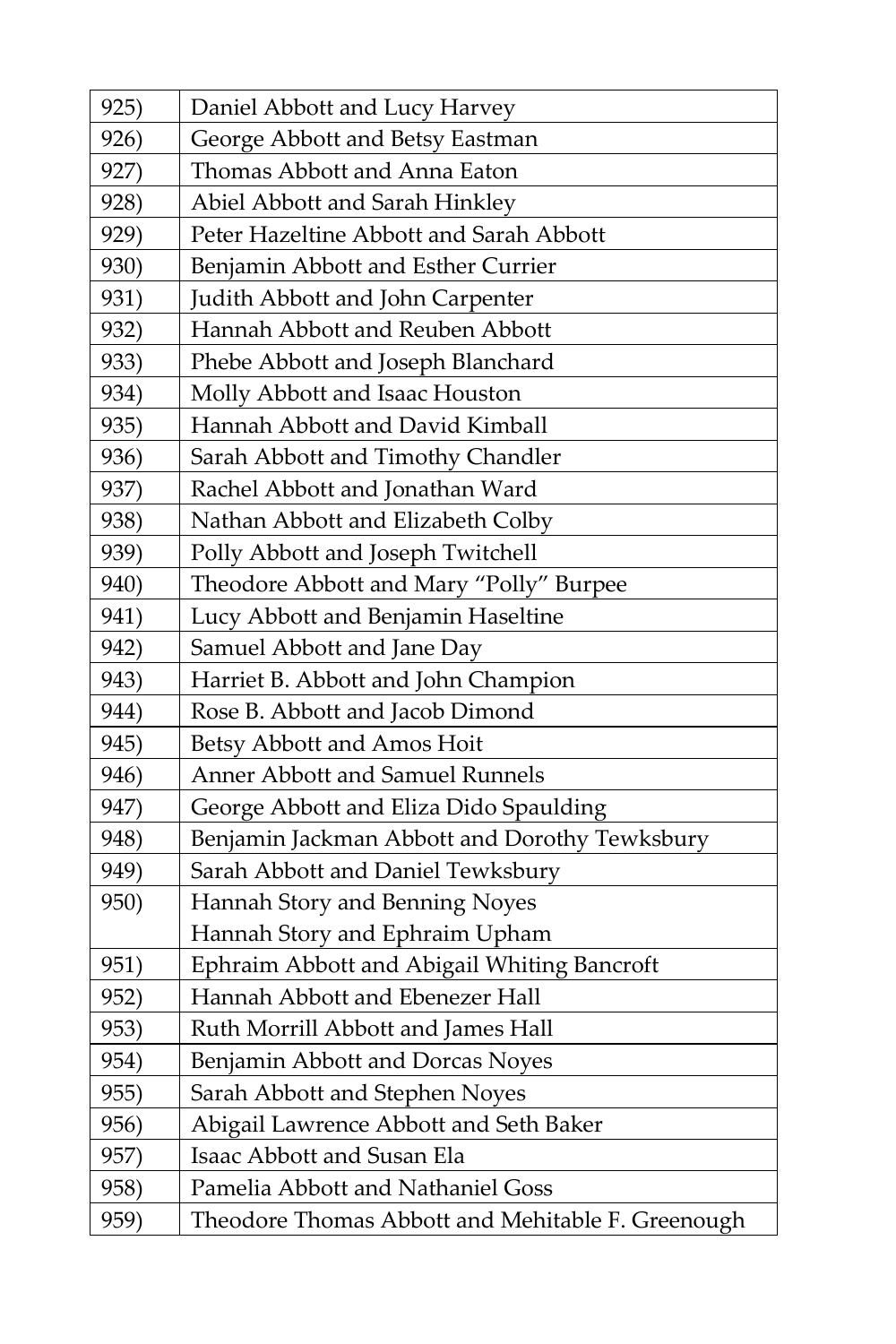| | |
|---|---|
| 925) | Daniel Abbott and Lucy Harvey |
| 926) | George Abbott and Betsy Eastman |
| 927) | Thomas Abbott and Anna Eaton |
| 928) | Abiel Abbott and Sarah Hinkley |
| 929) | Peter Hazeltine Abbott and Sarah Abbott |
| 930) | Benjamin Abbott and Esther Currier |
| 931) | Judith Abbott and John Carpenter |
| 932) | Hannah Abbott and Reuben Abbott |
| 933) | Phebe Abbott and Joseph Blanchard |
| 934) | Molly Abbott and Isaac Houston |
| 935) | Hannah Abbott and David Kimball |
| 936) | Sarah Abbott and Timothy Chandler |
| 937) | Rachel Abbott and Jonathan Ward |
| 938) | Nathan Abbott and Elizabeth Colby |
| 939) | Polly Abbott and Joseph Twitchell |
| 940) | Theodore Abbott and Mary "Polly" Burpee |
| 941) | Lucy Abbott and Benjamin Haseltine |
| 942) | Samuel Abbott and Jane Day |
| 943) | Harriet B. Abbott and John Champion |
| 944) | Rose B. Abbott and Jacob Dimond |
| 945) | Betsy Abbott and Amos Hoit |
| 946) | Anner Abbott and Samuel Runnels |
| 947) | George Abbott and Eliza Dido Spaulding |
| 948) | Benjamin Jackman Abbott and Dorothy Tewksbury |
| 949) | Sarah Abbott and Daniel Tewksbury |
| 950) | Hannah Story and Benning Noyes<br>Hannah Story and Ephraim Upham |
| 951) | Ephraim Abbott and Abigail Whiting Bancroft |
| 952) | Hannah Abbott and Ebenezer Hall |
| 953) | Ruth Morrill Abbott and James Hall |
| 954) | Benjamin Abbott and Dorcas Noyes |
| 955) | Sarah Abbott and Stephen Noyes |
| 956) | Abigail Lawrence Abbott and Seth Baker |
| 957) | Isaac Abbott and Susan Ela |
| 958) | Pamelia Abbott and Nathaniel Goss |
| 959) | Theodore Thomas Abbott and Mehitable F. Greenough |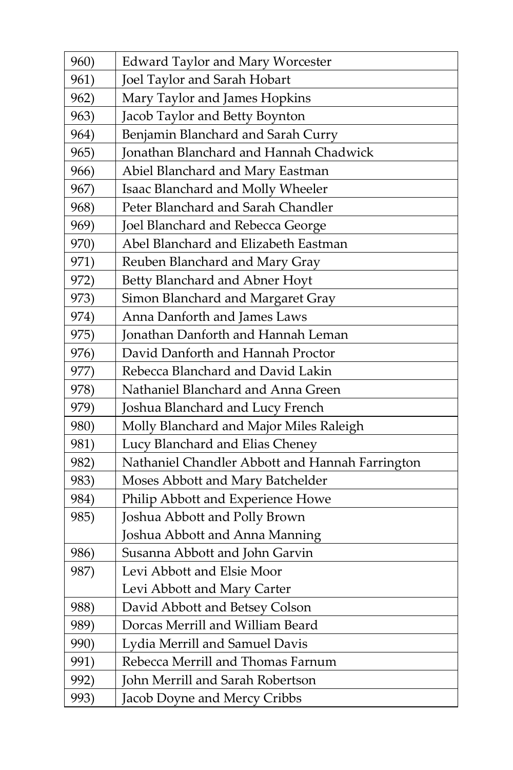| | |
|---|---|
| 960) | Edward Taylor and Mary Worcester |
| 961) | Joel Taylor and Sarah Hobart |
| 962) | Mary Taylor and James Hopkins |
| 963) | Jacob Taylor and Betty Boynton |
| 964) | Benjamin Blanchard and Sarah Curry |
| 965) | Jonathan Blanchard and Hannah Chadwick |
| 966) | Abiel Blanchard and Mary Eastman |
| 967) | Isaac Blanchard and Molly Wheeler |
| 968) | Peter Blanchard and Sarah Chandler |
| 969) | Joel Blanchard and Rebecca George |
| 970) | Abel Blanchard and Elizabeth Eastman |
| 971) | Reuben Blanchard and Mary Gray |
| 972) | Betty Blanchard and Abner Hoyt |
| 973) | Simon Blanchard and Margaret Gray |
| 974) | Anna Danforth and James Laws |
| 975) | Jonathan Danforth and Hannah Leman |
| 976) | David Danforth and Hannah Proctor |
| 977) | Rebecca Blanchard and David Lakin |
| 978) | Nathaniel Blanchard and Anna Green |
| 979) | Joshua Blanchard and Lucy French |
| 980) | Molly Blanchard and Major Miles Raleigh |
| 981) | Lucy Blanchard and Elias Cheney |
| 982) | Nathaniel Chandler Abbott and Hannah Farrington |
| 983) | Moses Abbott and Mary Batchelder |
| 984) | Philip Abbott and Experience Howe |
| 985) | Joshua Abbott and Polly Brown<br>Joshua Abbott and Anna Manning |
| 986) | Susanna Abbott and John Garvin |
| 987) | Levi Abbott and Elsie Moor<br>Levi Abbott and Mary Carter |
| 988) | David Abbott and Betsey Colson |
| 989) | Dorcas Merrill and William Beard |
| 990) | Lydia Merrill and Samuel Davis |
| 991) | Rebecca Merrill and Thomas Farnum |
| 992) | John Merrill and Sarah Robertson |
| 993) | Jacob Doyne and Mercy Cribbs |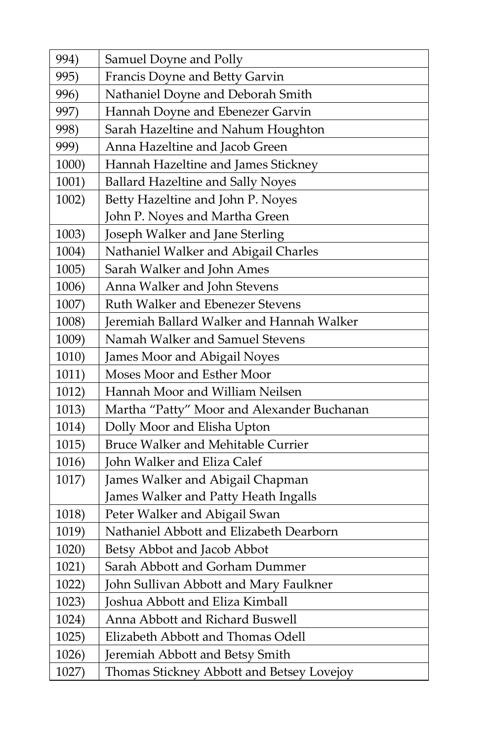| | |
|---|---|
| 994) | Samuel Doyne and Polly |
| 995) | Francis Doyne and Betty Garvin |
| 996) | Nathaniel Doyne and Deborah Smith |
| 997) | Hannah Doyne and Ebenezer Garvin |
| 998) | Sarah Hazeltine and Nahum Houghton |
| 999) | Anna Hazeltine and Jacob Green |
| 1000) | Hannah Hazeltine and James Stickney |
| 1001) | Ballard Hazeltine and Sally Noyes |
| 1002) | Betty Hazeltine and John P. Noyes<br>John P. Noyes and Martha Green |
| 1003) | Joseph Walker and Jane Sterling |
| 1004) | Nathaniel Walker and Abigail Charles |
| 1005) | Sarah Walker and John Ames |
| 1006) | Anna Walker and John Stevens |
| 1007) | Ruth Walker and Ebenezer Stevens |
| 1008) | Jeremiah Ballard Walker and Hannah Walker |
| 1009) | Namah Walker and Samuel Stevens |
| 1010) | James Moor and Abigail Noyes |
| 1011) | Moses Moor and Esther Moor |
| 1012) | Hannah Moor and William Neilsen |
| 1013) | Martha "Patty" Moor and Alexander Buchanan |
| 1014) | Dolly Moor and Elisha Upton |
| 1015) | Bruce Walker and Mehitable Currier |
| 1016) | John Walker and Eliza Calef |
| 1017) | James Walker and Abigail Chapman<br>James Walker and Patty Heath Ingalls |
| 1018) | Peter Walker and Abigail Swan |
| 1019) | Nathaniel Abbott and Elizabeth Dearborn |
| 1020) | Betsy Abbot and Jacob Abbot |
| 1021) | Sarah Abbott and Gorham Dummer |
| 1022) | John Sullivan Abbott and Mary Faulkner |
| 1023) | Joshua Abbott and Eliza Kimball |
| 1024) | Anna Abbott and Richard Buswell |
| 1025) | Elizabeth Abbott and Thomas Odell |
| 1026) | Jeremiah Abbott and Betsy Smith |
| 1027) | Thomas Stickney Abbott and Betsey Lovejoy |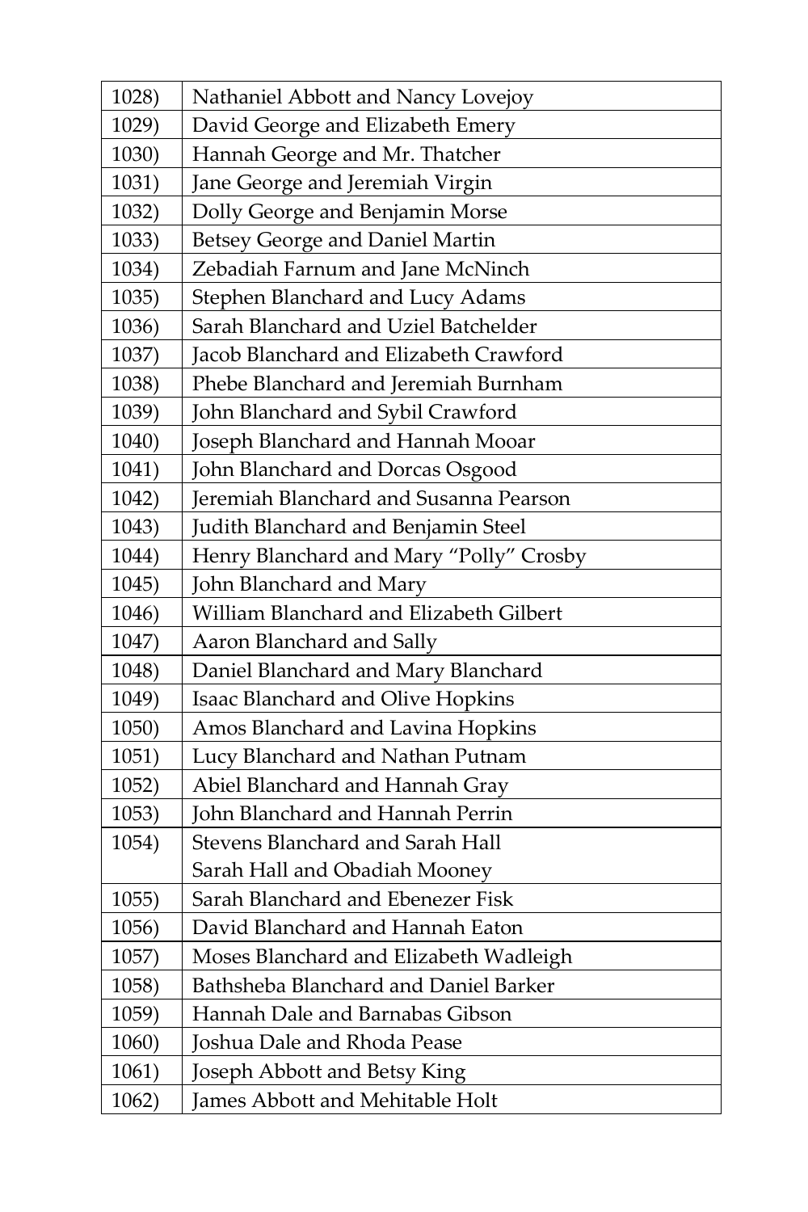| | |
|---|---|
| 1028) | Nathaniel Abbott and Nancy Lovejoy |
| 1029) | David George and Elizabeth Emery |
| 1030) | Hannah George and Mr. Thatcher |
| 1031) | Jane George and Jeremiah Virgin |
| 1032) | Dolly George and Benjamin Morse |
| 1033) | Betsey George and Daniel Martin |
| 1034) | Zebadiah Farnum and Jane McNinch |
| 1035) | Stephen Blanchard and Lucy Adams |
| 1036) | Sarah Blanchard and Uziel Batchelder |
| 1037) | Jacob Blanchard and Elizabeth Crawford |
| 1038) | Phebe Blanchard and Jeremiah Burnham |
| 1039) | John Blanchard and Sybil Crawford |
| 1040) | Joseph Blanchard and Hannah Mooar |
| 1041) | John Blanchard and Dorcas Osgood |
| 1042) | Jeremiah Blanchard and Susanna Pearson |
| 1043) | Judith Blanchard and Benjamin Steel |
| 1044) | Henry Blanchard and Mary "Polly" Crosby |
| 1045) | John Blanchard and Mary |
| 1046) | William Blanchard and Elizabeth Gilbert |
| 1047) | Aaron Blanchard and Sally |
| 1048) | Daniel Blanchard and Mary Blanchard |
| 1049) | Isaac Blanchard and Olive Hopkins |
| 1050) | Amos Blanchard and Lavina Hopkins |
| 1051) | Lucy Blanchard and Nathan Putnam |
| 1052) | Abiel Blanchard and Hannah Gray |
| 1053) | John Blanchard and Hannah Perrin |
| 1054) | Stevens Blanchard and Sarah Hall<br>Sarah Hall and Obadiah Mooney |
| 1055) | Sarah Blanchard and Ebenezer Fisk |
| 1056) | David Blanchard and Hannah Eaton |
| 1057) | Moses Blanchard and Elizabeth Wadleigh |
| 1058) | Bathsheba Blanchard and Daniel Barker |
| 1059) | Hannah Dale and Barnabas Gibson |
| 1060) | Joshua Dale and Rhoda Pease |
| 1061) | Joseph Abbott and Betsy King |
| 1062) | James Abbott and Mehitable Holt |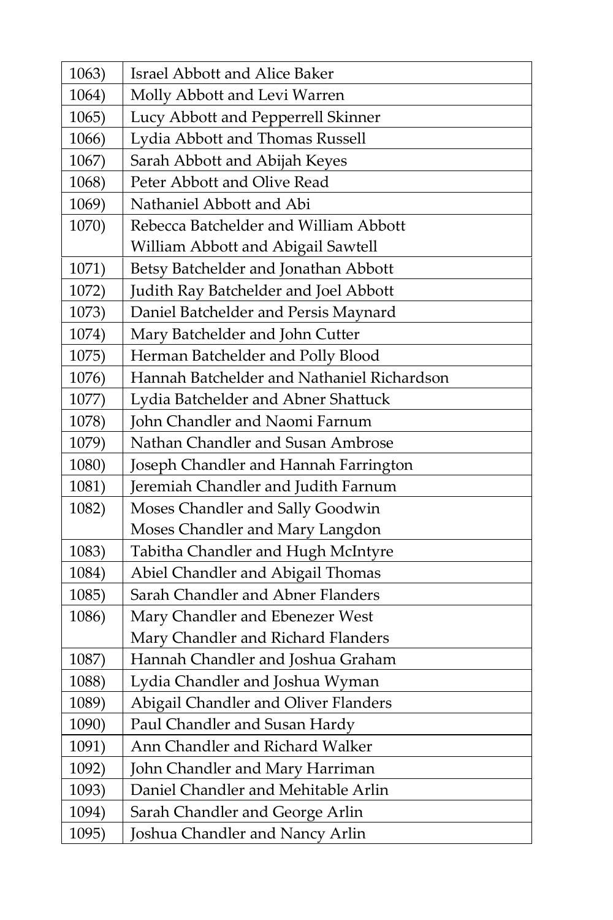| | |
|---|---|
| 1063) | Israel Abbott and Alice Baker |
| 1064) | Molly Abbott and Levi Warren |
| 1065) | Lucy Abbott and Pepperrell Skinner |
| 1066) | Lydia Abbott and Thomas Russell |
| 1067) | Sarah Abbott and Abijah Keyes |
| 1068) | Peter Abbott and Olive Read |
| 1069) | Nathaniel Abbott and Abi |
| 1070) | Rebecca Batchelder and William Abbott<br>William Abbott and Abigail Sawtell |
| 1071) | Betsy Batchelder and Jonathan Abbott |
| 1072) | Judith Ray Batchelder and Joel Abbott |
| 1073) | Daniel Batchelder and Persis Maynard |
| 1074) | Mary Batchelder and John Cutter |
| 1075) | Herman Batchelder and Polly Blood |
| 1076) | Hannah Batchelder and Nathaniel Richardson |
| 1077) | Lydia Batchelder and Abner Shattuck |
| 1078) | John Chandler and Naomi Farnum |
| 1079) | Nathan Chandler and Susan Ambrose |
| 1080) | Joseph Chandler and Hannah Farrington |
| 1081) | Jeremiah Chandler and Judith Farnum |
| 1082) | Moses Chandler and Sally Goodwin<br>Moses Chandler and Mary Langdon |
| 1083) | Tabitha Chandler and Hugh McIntyre |
| 1084) | Abiel Chandler and Abigail Thomas |
| 1085) | Sarah Chandler and Abner Flanders |
| 1086) | Mary Chandler and Ebenezer West<br>Mary Chandler and Richard Flanders |
| 1087) | Hannah Chandler and Joshua Graham |
| 1088) | Lydia Chandler and Joshua Wyman |
| 1089) | Abigail Chandler and Oliver Flanders |
| 1090) | Paul Chandler and Susan Hardy |
| 1091) | Ann Chandler and Richard Walker |
| 1092) | John Chandler and Mary Harriman |
| 1093) | Daniel Chandler and Mehitable Arlin |
| 1094) | Sarah Chandler and George Arlin |
| 1095) | Joshua Chandler and Nancy Arlin |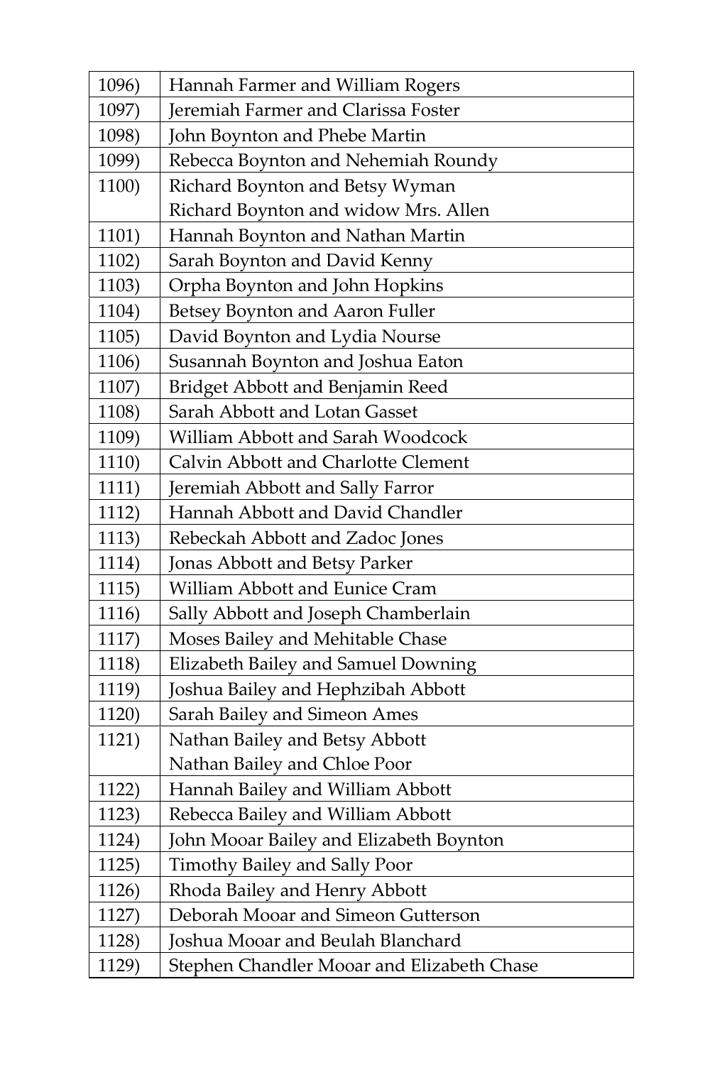| | |
|---|---|
| 1096) | Hannah Farmer and William Rogers |
| 1097) | Jeremiah Farmer and Clarissa Foster |
| 1098) | John Boynton and Phebe Martin |
| 1099) | Rebecca Boynton and Nehemiah Roundy |
| 1100) | Richard Boynton and Betsy Wyman<br>Richard Boynton and widow Mrs. Allen |
| 1101) | Hannah Boynton and Nathan Martin |
| 1102) | Sarah Boynton and David Kenny |
| 1103) | Orpha Boynton and John Hopkins |
| 1104) | Betsey Boynton and Aaron Fuller |
| 1105) | David Boynton and Lydia Nourse |
| 1106) | Susannah Boynton and Joshua Eaton |
| 1107) | Bridget Abbott and Benjamin Reed |
| 1108) | Sarah Abbott and Lotan Gasset |
| 1109) | William Abbott and Sarah Woodcock |
| 1110) | Calvin Abbott and Charlotte Clement |
| 1111) | Jeremiah Abbott and Sally Farror |
| 1112) | Hannah Abbott and David Chandler |
| 1113) | Rebeckah Abbott and Zadoc Jones |
| 1114) | Jonas Abbott and Betsy Parker |
| 1115) | William Abbott and Eunice Cram |
| 1116) | Sally Abbott and Joseph Chamberlain |
| 1117) | Moses Bailey and Mehitable Chase |
| 1118) | Elizabeth Bailey and Samuel Downing |
| 1119) | Joshua Bailey and Hephzibah Abbott |
| 1120) | Sarah Bailey and Simeon Ames |
| 1121) | Nathan Bailey and Betsy Abbott<br>Nathan Bailey and Chloe Poor |
| 1122) | Hannah Bailey and William Abbott |
| 1123) | Rebecca Bailey and William Abbott |
| 1124) | John Mooar Bailey and Elizabeth Boynton |
| 1125) | Timothy Bailey and Sally Poor |
| 1126) | Rhoda Bailey and Henry Abbott |
| 1127) | Deborah Mooar and Simeon Gutterson |
| 1128) | Joshua Mooar and Beulah Blanchard |
| 1129) | Stephen Chandler Mooar and Elizabeth Chase |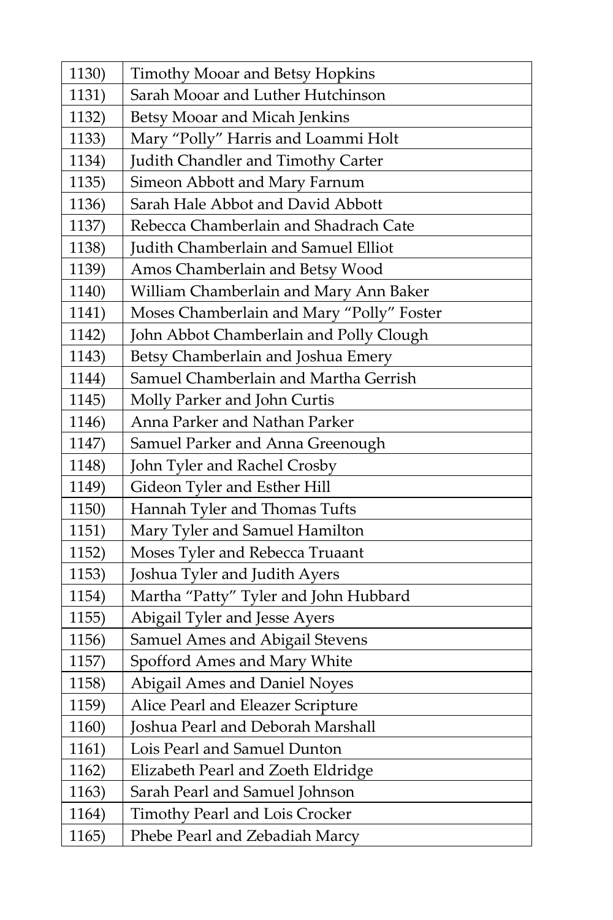| | |
|---|---|
| 1130) | Timothy Mooar and Betsy Hopkins |
| 1131) | Sarah Mooar and Luther Hutchinson |
| 1132) | Betsy Mooar and Micah Jenkins |
| 1133) | Mary "Polly" Harris and Loammi Holt |
| 1134) | Judith Chandler and Timothy Carter |
| 1135) | Simeon Abbott and Mary Farnum |
| 1136) | Sarah Hale Abbot and David Abbott |
| 1137) | Rebecca Chamberlain and Shadrach Cate |
| 1138) | Judith Chamberlain and Samuel Elliot |
| 1139) | Amos Chamberlain and Betsy Wood |
| 1140) | William Chamberlain and Mary Ann Baker |
| 1141) | Moses Chamberlain and Mary "Polly" Foster |
| 1142) | John Abbot Chamberlain and Polly Clough |
| 1143) | Betsy Chamberlain and Joshua Emery |
| 1144) | Samuel Chamberlain and Martha Gerrish |
| 1145) | Molly Parker and John Curtis |
| 1146) | Anna Parker and Nathan Parker |
| 1147) | Samuel Parker and Anna Greenough |
| 1148) | John Tyler and Rachel Crosby |
| 1149) | Gideon Tyler and Esther Hill |
| 1150) | Hannah Tyler and Thomas Tufts |
| 1151) | Mary Tyler and Samuel Hamilton |
| 1152) | Moses Tyler and Rebecca Truaant |
| 1153) | Joshua Tyler and Judith Ayers |
| 1154) | Martha "Patty" Tyler and John Hubbard |
| 1155) | Abigail Tyler and Jesse Ayers |
| 1156) | Samuel Ames and Abigail Stevens |
| 1157) | Spofford Ames and Mary White |
| 1158) | Abigail Ames and Daniel Noyes |
| 1159) | Alice Pearl and Eleazer Scripture |
| 1160) | Joshua Pearl and Deborah Marshall |
| 1161) | Lois Pearl and Samuel Dunton |
| 1162) | Elizabeth Pearl and Zoeth Eldridge |
| 1163) | Sarah Pearl and Samuel Johnson |
| 1164) | Timothy Pearl and Lois Crocker |
| 1165) | Phebe Pearl and Zebadiah Marcy |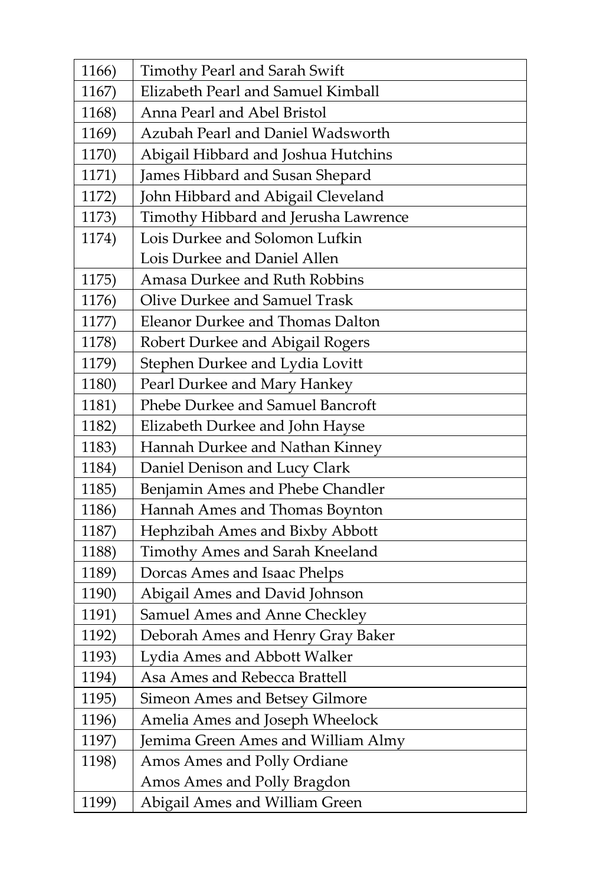| | |
|---|---|
| 1166) | Timothy Pearl and Sarah Swift |
| 1167) | Elizabeth Pearl and Samuel Kimball |
| 1168) | Anna Pearl and Abel Bristol |
| 1169) | Azubah Pearl and Daniel Wadsworth |
| 1170) | Abigail Hibbard and Joshua Hutchins |
| 1171) | James Hibbard and Susan Shepard |
| 1172) | John Hibbard and Abigail Cleveland |
| 1173) | Timothy Hibbard and Jerusha Lawrence |
| 1174) | Lois Durkee and Solomon Lufkin<br>Lois Durkee and Daniel Allen |
| 1175) | Amasa Durkee and Ruth Robbins |
| 1176) | Olive Durkee and Samuel Trask |
| 1177) | Eleanor Durkee and Thomas Dalton |
| 1178) | Robert Durkee and Abigail Rogers |
| 1179) | Stephen Durkee and Lydia Lovitt |
| 1180) | Pearl Durkee and Mary Hankey |
| 1181) | Phebe Durkee and Samuel Bancroft |
| 1182) | Elizabeth Durkee and John Hayse |
| 1183) | Hannah Durkee and Nathan Kinney |
| 1184) | Daniel Denison and Lucy Clark |
| 1185) | Benjamin Ames and Phebe Chandler |
| 1186) | Hannah Ames and Thomas Boynton |
| 1187) | Hephzibah Ames and Bixby Abbott |
| 1188) | Timothy Ames and Sarah Kneeland |
| 1189) | Dorcas Ames and Isaac Phelps |
| 1190) | Abigail Ames and David Johnson |
| 1191) | Samuel Ames and Anne Checkley |
| 1192) | Deborah Ames and Henry Gray Baker |
| 1193) | Lydia Ames and Abbott Walker |
| 1194) | Asa Ames and Rebecca Brattell |
| 1195) | Simeon Ames and Betsey Gilmore |
| 1196) | Amelia Ames and Joseph Wheelock |
| 1197) | Jemima Green Ames and William Almy |
| 1198) | Amos Ames and Polly Ordiane<br>Amos Ames and Polly Bragdon |
| 1199) | Abigail Ames and William Green |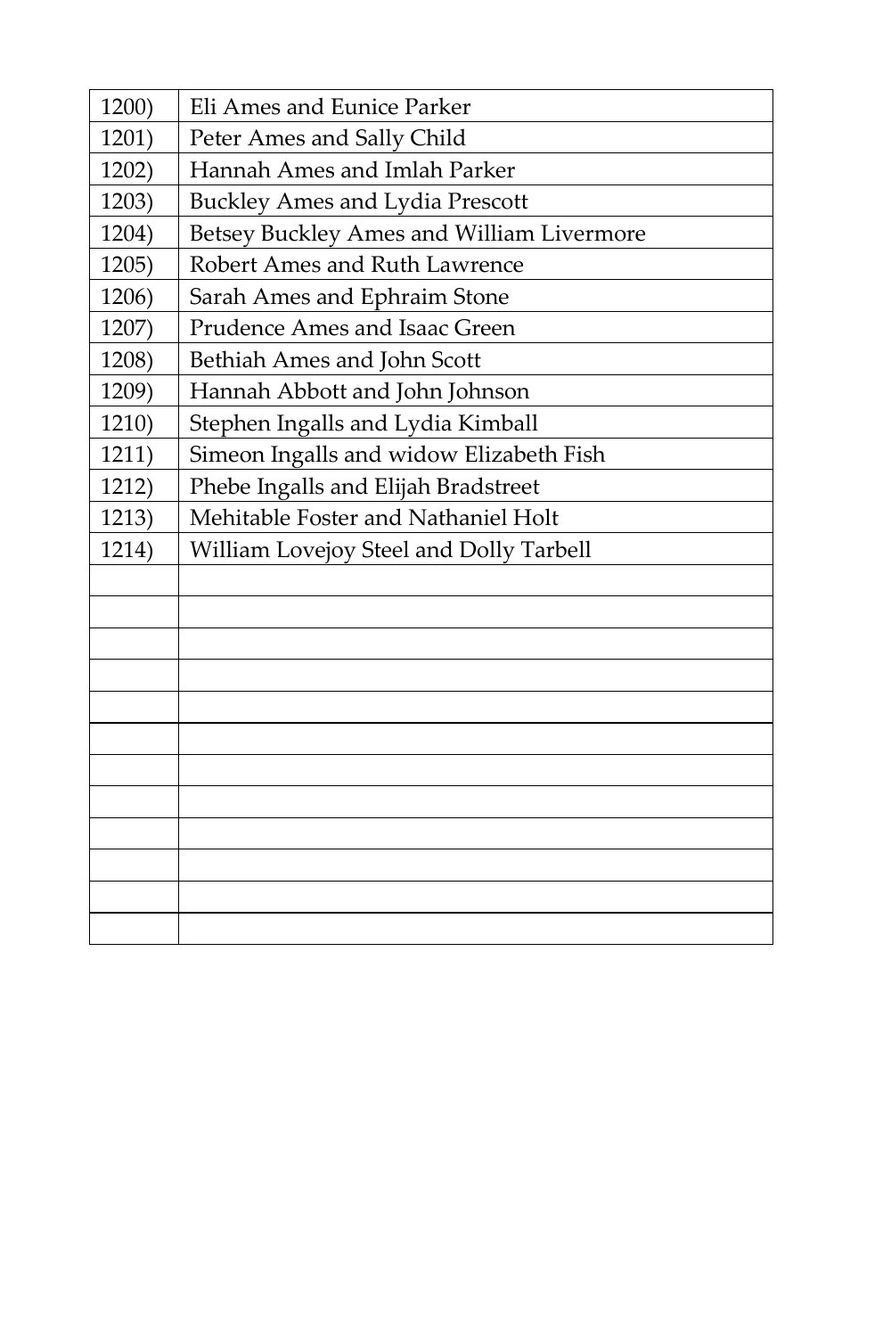| | |
|---|---|
| 1200) | Eli Ames and Eunice Parker |
| 1201) | Peter Ames and Sally Child |
| 1202) | Hannah Ames and Imlah Parker |
| 1203) | Buckley Ames and Lydia Prescott |
| 1204) | Betsey Buckley Ames and William Livermore |
| 1205) | Robert Ames and Ruth Lawrence |
| 1206) | Sarah Ames and Ephraim Stone |
| 1207) | Prudence Ames and Isaac Green |
| 1208) | Bethiah Ames and John Scott |
| 1209) | Hannah Abbott and John Johnson |
| 1210) | Stephen Ingalls and Lydia Kimball |
| 1211) | Simeon Ingalls and widow Elizabeth Fish |
| 1212) | Phebe Ingalls and Elijah Bradstreet |
| 1213) | Mehitable Foster and Nathaniel Holt |
| 1214) | William Lovejoy Steel and Dolly Tarbell |
| | |
| | |
| | |
| | |
| | |
| | |
| | |
| | |
| | |
| | |
| | |
| | |